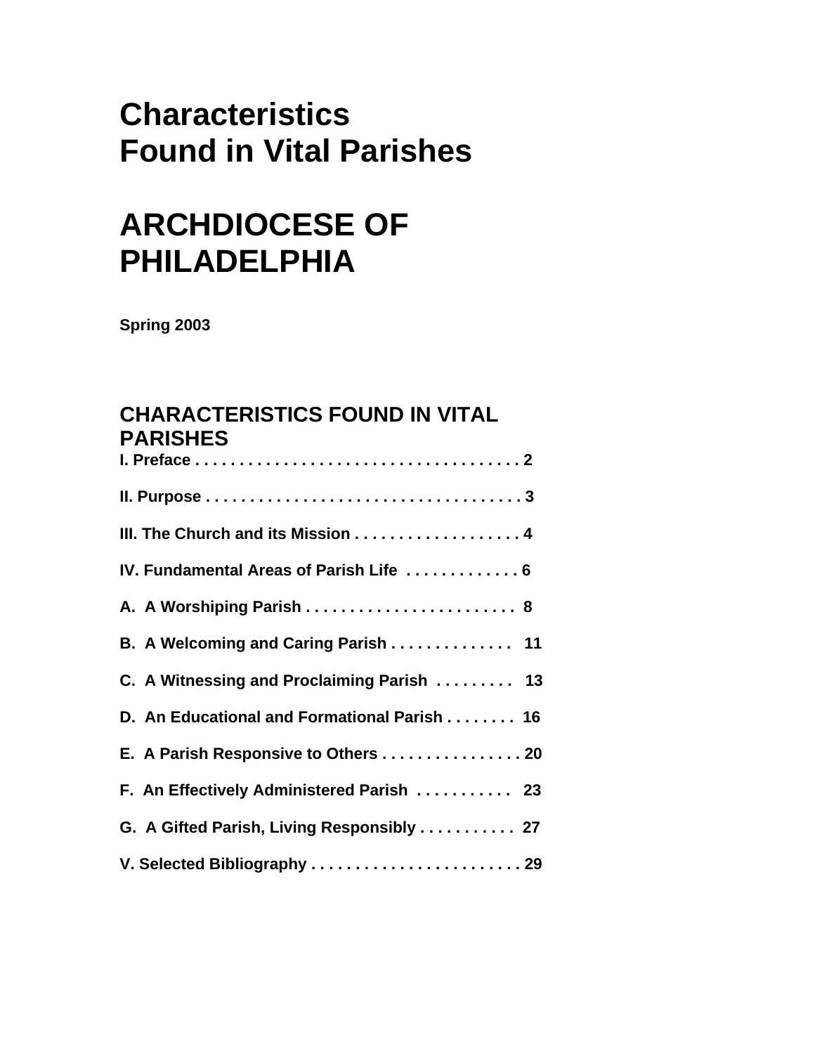# Characteristics Found in Vital Parishes

# ARCHDIOCESE OF PHILADELPHIA

**Spring 2003**

## CHARACTERISTICS FOUND IN VITAL PARISHES

**I. Preface . . . . . . . . . . . . . . . . . . . . . . . . . . . . . . . . . . . . . . 2**

**II. Purpose . . . . . . . . . . . . . . . . . . . . . . . . . . . . . . . . . . . . . 3**

**III. The Church and its Mission . . . . . . . . . . . . . . . . . . . 4**

**IV. Fundamental Areas of Parish Life . . . . . . . . . . . . . 6**

**A. A Worshiping Parish . . . . . . . . . . . . . . . . . . . . . . . . 8**

**B. A Welcoming and Caring Parish . . . . . . . . . . . . . . 11**

**C. A Witnessing and Proclaiming Parish . . . . . . . . . 13**

**D. An Educational and Formational Parish . . . . . . . . 16**

**E. A Parish Responsive to Others . . . . . . . . . . . . . . . . 20**

**F. An Effectively Administered Parish . . . . . . . . . . . 23**

**G. A Gifted Parish, Living Responsibly . . . . . . . . . . . 27**

**V. Selected Bibliography . . . . . . . . . . . . . . . . . . . . . . . . 29**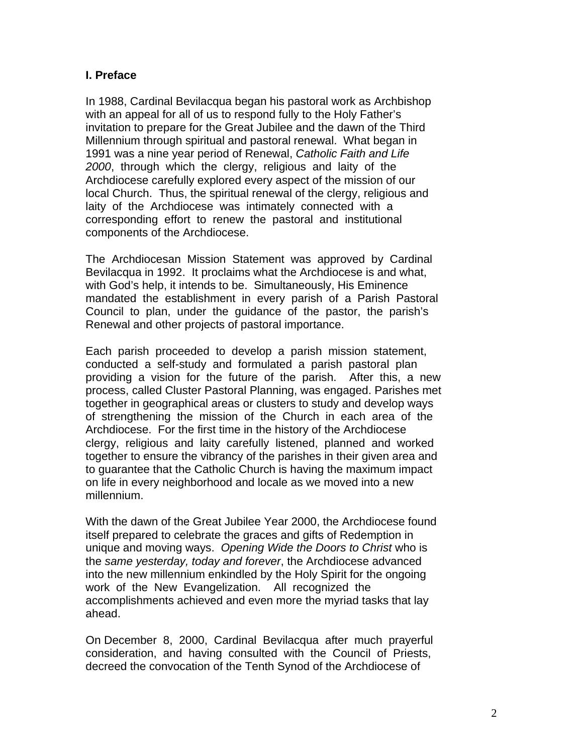## I. Preface

In 1988, Cardinal Bevilacqua began his pastoral work as Archbishop with an appeal for all of us to respond fully to the Holy Father's invitation to prepare for the Great Jubilee and the dawn of the Third Millennium through spiritual and pastoral renewal. What began in 1991 was a nine year period of Renewal, *Catholic Faith and Life 2000*, through which the clergy, religious and laity of the Archdiocese carefully explored every aspect of the mission of our local Church. Thus, the spiritual renewal of the clergy, religious and laity of the Archdiocese was intimately connected with a corresponding effort to renew the pastoral and institutional components of the Archdiocese.

The Archdiocesan Mission Statement was approved by Cardinal Bevilacqua in 1992. It proclaims what the Archdiocese is and what, with God's help, it intends to be. Simultaneously, His Eminence mandated the establishment in every parish of a Parish Pastoral Council to plan, under the guidance of the pastor, the parish's Renewal and other projects of pastoral importance.

Each parish proceeded to develop a parish mission statement, conducted a self-study and formulated a parish pastoral plan providing a vision for the future of the parish. After this, a new process, called Cluster Pastoral Planning, was engaged. Parishes met together in geographical areas or clusters to study and develop ways of strengthening the mission of the Church in each area of the Archdiocese. For the first time in the history of the Archdiocese clergy, religious and laity carefully listened, planned and worked together to ensure the vibrancy of the parishes in their given area and to guarantee that the Catholic Church is having the maximum impact on life in every neighborhood and locale as we moved into a new millennium.

With the dawn of the Great Jubilee Year 2000, the Archdiocese found itself prepared to celebrate the graces and gifts of Redemption in unique and moving ways. *Opening Wide the Doors to Christ* who is the *same yesterday, today and forever*, the Archdiocese advanced into the new millennium enkindled by the Holy Spirit for the ongoing work of the New Evangelization. All recognized the accomplishments achieved and even more the myriad tasks that lay ahead.

On December 8, 2000, Cardinal Bevilacqua after much prayerful consideration, and having consulted with the Council of Priests, decreed the convocation of the Tenth Synod of the Archdiocese of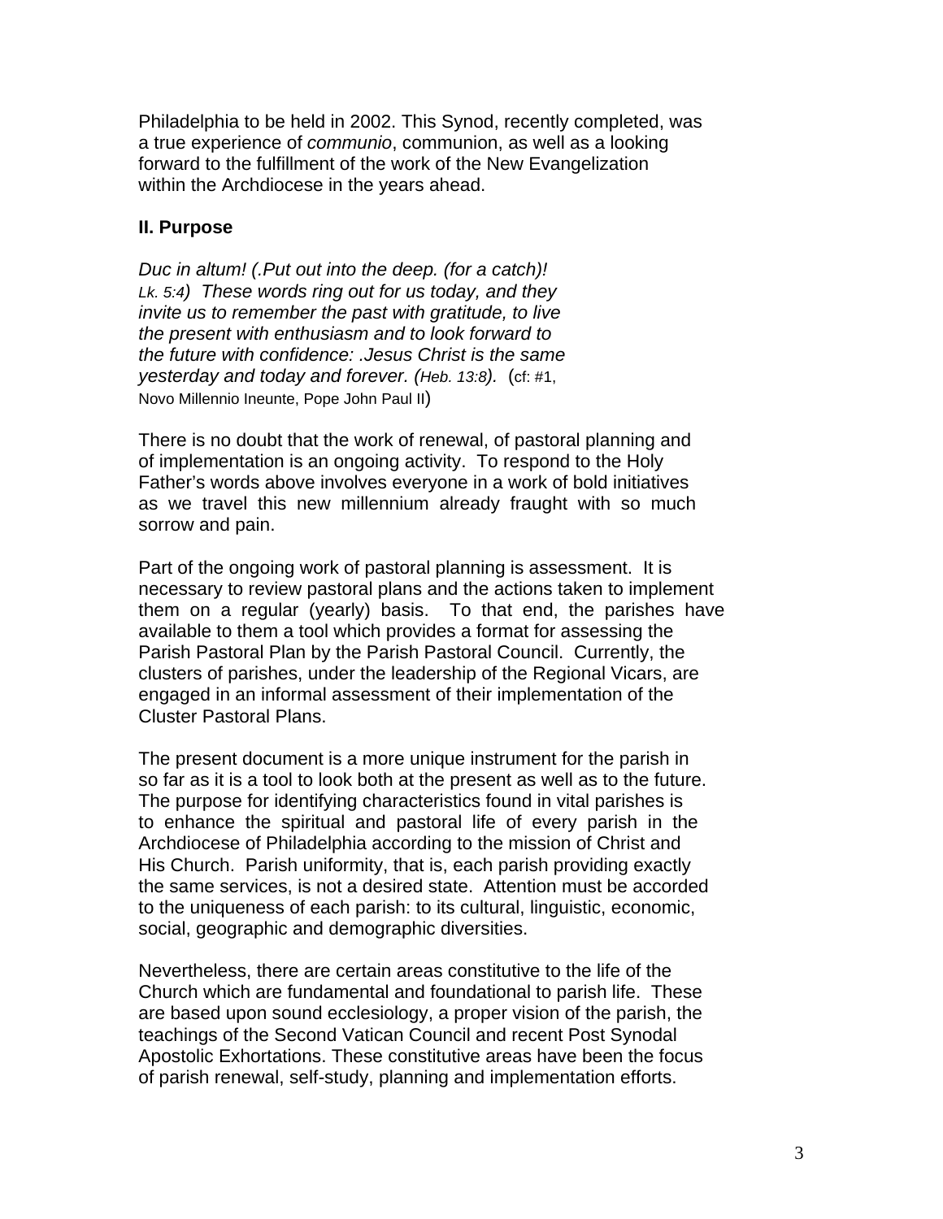Philadelphia to be held in 2002. This Synod, recently completed, was a true experience of *communio*, communion, as well as a looking forward to the fulfillment of the work of the New Evangelization within the Archdiocese in the years ahead.

**II. Purpose**

*Duc in altum! (.Put out into the deep. (for a catch)! Lk. 5:4) These words ring out for us today, and they invite us to remember the past with gratitude, to live the present with enthusiasm and to look forward to the future with confidence: .Jesus Christ is the same yesterday and today and forever. (Heb. 13:8).* (cf: #1, Novo Millennio Ineunte, Pope John Paul II)

There is no doubt that the work of renewal, of pastoral planning and of implementation is an ongoing activity. To respond to the Holy Father's words above involves everyone in a work of bold initiatives as we travel this new millennium already fraught with so much sorrow and pain.

Part of the ongoing work of pastoral planning is assessment. It is necessary to review pastoral plans and the actions taken to implement them on a regular (yearly) basis. To that end, the parishes have available to them a tool which provides a format for assessing the Parish Pastoral Plan by the Parish Pastoral Council. Currently, the clusters of parishes, under the leadership of the Regional Vicars, are engaged in an informal assessment of their implementation of the Cluster Pastoral Plans.

The present document is a more unique instrument for the parish in so far as it is a tool to look both at the present as well as to the future. The purpose for identifying characteristics found in vital parishes is to enhance the spiritual and pastoral life of every parish in the Archdiocese of Philadelphia according to the mission of Christ and His Church. Parish uniformity, that is, each parish providing exactly the same services, is not a desired state. Attention must be accorded to the uniqueness of each parish: to its cultural, linguistic, economic, social, geographic and demographic diversities.

Nevertheless, there are certain areas constitutive to the life of the Church which are fundamental and foundational to parish life. These are based upon sound ecclesiology, a proper vision of the parish, the teachings of the Second Vatican Council and recent Post Synodal Apostolic Exhortations. These constitutive areas have been the focus of parish renewal, self-study, planning and implementation efforts.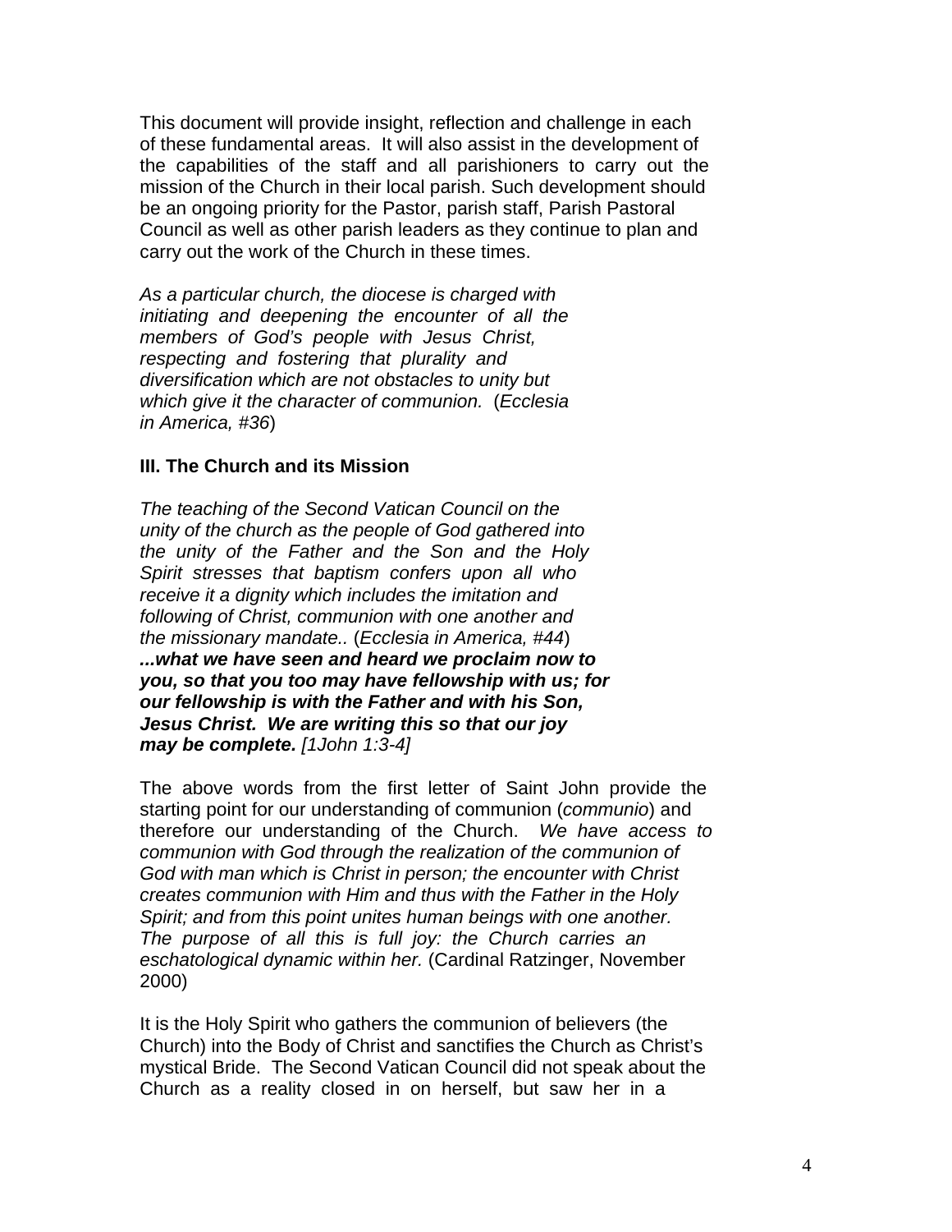This document will provide insight, reflection and challenge in each of these fundamental areas. It will also assist in the development of the capabilities of the staff and all parishioners to carry out the mission of the Church in their local parish. Such development should be an ongoing priority for the Pastor, parish staff, Parish Pastoral Council as well as other parish leaders as they continue to plan and carry out the work of the Church in these times.

*As a particular church, the diocese is charged with initiating and deepening the encounter of all the members of God's people with Jesus Christ, respecting and fostering that plurality and diversification which are not obstacles to unity but which give it the character of communion.* (*Ecclesia in America, #36*)

### III. The Church and its Mission

*The teaching of the Second Vatican Council on the unity of the church as the people of God gathered into the unity of the Father and the Son and the Holy Spirit stresses that baptism confers upon all who receive it a dignity which includes the imitation and following of Christ, communion with one another and the missionary mandate..* (*Ecclesia in America, #44*)
***...what we have seen and heard we proclaim now to you, so that you too may have fellowship with us; for our fellowship is with the Father and with his Son, Jesus Christ. We are writing this so that our joy may be complete.*** *[1John 1:3-4]*

The above words from the first letter of Saint John provide the starting point for our understanding of communion (*communio*) and therefore our understanding of the Church. *We have access to communion with God through the realization of the communion of God with man which is Christ in person; the encounter with Christ creates communion with Him and thus with the Father in the Holy Spirit; and from this point unites human beings with one another. The purpose of all this is full joy: the Church carries an eschatological dynamic within her.* (Cardinal Ratzinger, November 2000)

It is the Holy Spirit who gathers the communion of believers (the Church) into the Body of Christ and sanctifies the Church as Christ's mystical Bride. The Second Vatican Council did not speak about the Church as a reality closed in on herself, but saw her in a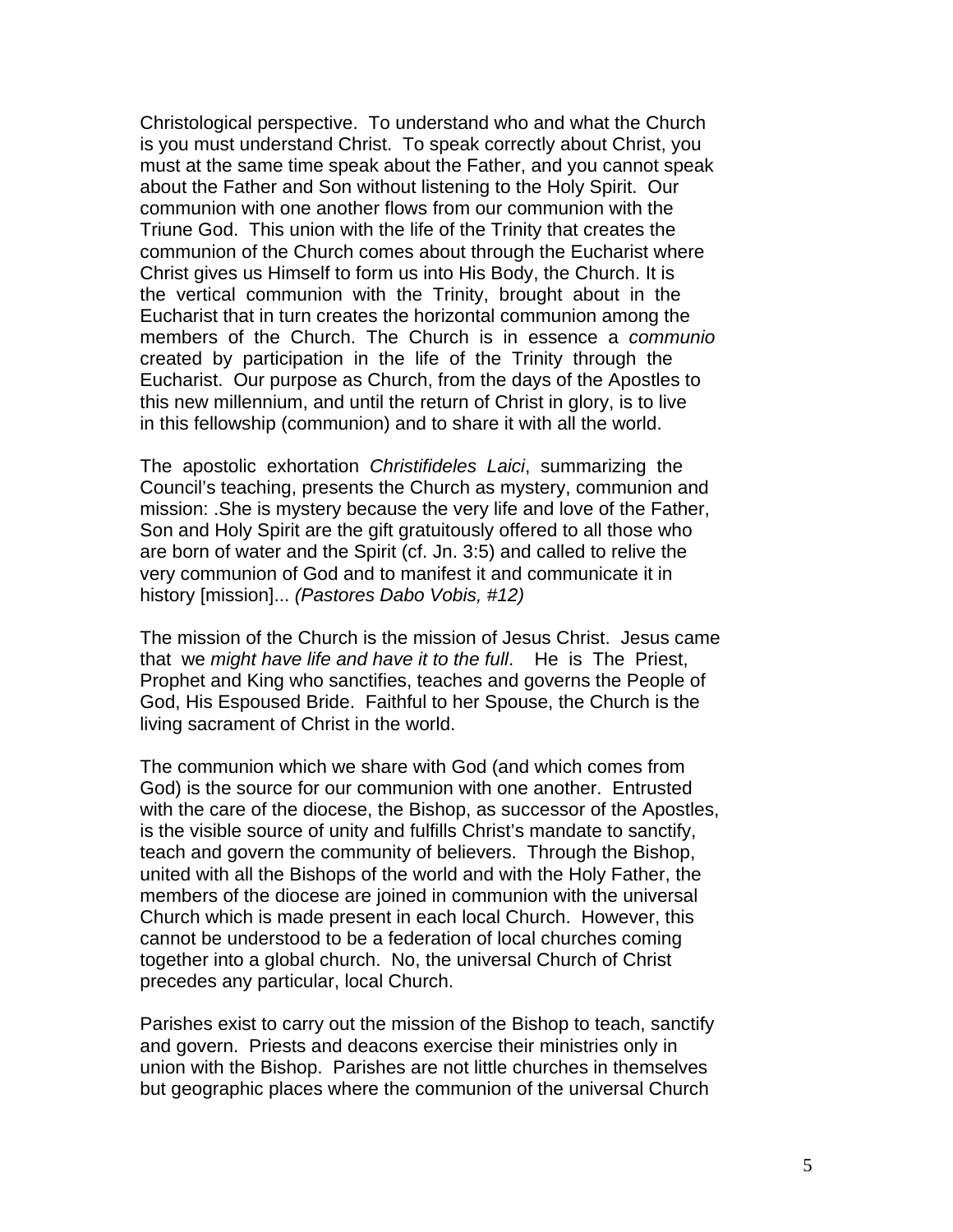Christological perspective. To understand who and what the Church is you must understand Christ. To speak correctly about Christ, you must at the same time speak about the Father, and you cannot speak about the Father and Son without listening to the Holy Spirit. Our communion with one another flows from our communion with the Triune God. This union with the life of the Trinity that creates the communion of the Church comes about through the Eucharist where Christ gives us Himself to form us into His Body, the Church. It is the vertical communion with the Trinity, brought about in the Eucharist that in turn creates the horizontal communion among the members of the Church. The Church is in essence a *communio* created by participation in the life of the Trinity through the Eucharist. Our purpose as Church, from the days of the Apostles to this new millennium, and until the return of Christ in glory, is to live in this fellowship (communion) and to share it with all the world.

The apostolic exhortation *Christifideles Laici*, summarizing the Council's teaching, presents the Church as mystery, communion and mission: .She is mystery because the very life and love of the Father, Son and Holy Spirit are the gift gratuitously offered to all those who are born of water and the Spirit (cf. Jn. 3:5) and called to relive the very communion of God and to manifest it and communicate it in history [mission]... *(Pastores Dabo Vobis, #12)*

The mission of the Church is the mission of Jesus Christ. Jesus came that we *might have life and have it to the full*. He is The Priest, Prophet and King who sanctifies, teaches and governs the People of God, His Espoused Bride. Faithful to her Spouse, the Church is the living sacrament of Christ in the world.

The communion which we share with God (and which comes from God) is the source for our communion with one another. Entrusted with the care of the diocese, the Bishop, as successor of the Apostles, is the visible source of unity and fulfills Christ's mandate to sanctify, teach and govern the community of believers. Through the Bishop, united with all the Bishops of the world and with the Holy Father, the members of the diocese are joined in communion with the universal Church which is made present in each local Church. However, this cannot be understood to be a federation of local churches coming together into a global church. No, the universal Church of Christ precedes any particular, local Church.

Parishes exist to carry out the mission of the Bishop to teach, sanctify and govern. Priests and deacons exercise their ministries only in union with the Bishop. Parishes are not little churches in themselves but geographic places where the communion of the universal Church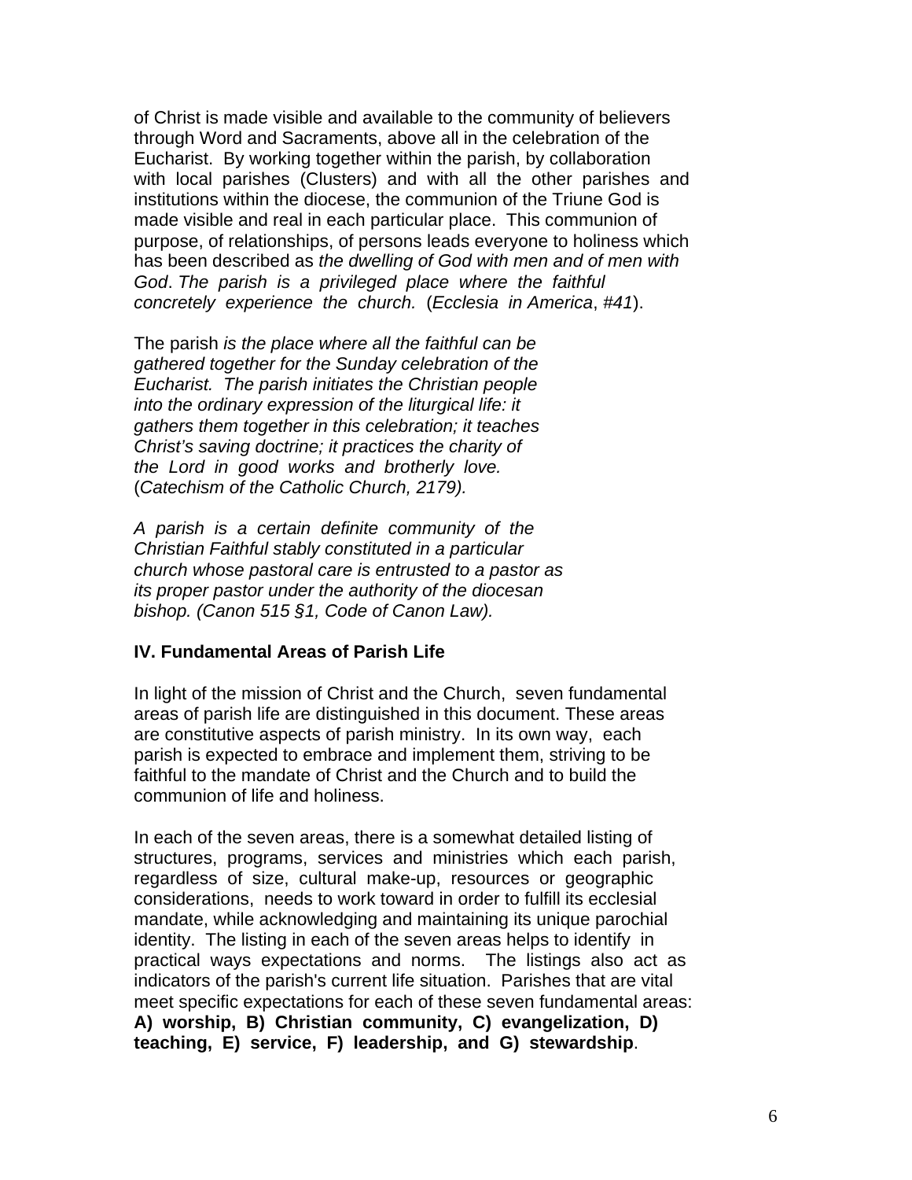of Christ is made visible and available to the community of believers through Word and Sacraments, above all in the celebration of the Eucharist. By working together within the parish, by collaboration with local parishes (Clusters) and with all the other parishes and institutions within the diocese, the communion of the Triune God is made visible and real in each particular place. This communion of purpose, of relationships, of persons leads everyone to holiness which has been described as *the dwelling of God with men and of men with God*. *The parish is a privileged place where the faithful concretely experience the church.* (*Ecclesia in America*, *#41*).

The parish *is the place where all the faithful can be gathered together for the Sunday celebration of the Eucharist. The parish initiates the Christian people into the ordinary expression of the liturgical life: it gathers them together in this celebration; it teaches Christ's saving doctrine; it practices the charity of the Lord in good works and brotherly love.* (*Catechism of the Catholic Church, 2179).*

*A parish is a certain definite community of the Christian Faithful stably constituted in a particular church whose pastoral care is entrusted to a pastor as its proper pastor under the authority of the diocesan bishop. (Canon 515 §1, Code of Canon Law).*

## IV. Fundamental Areas of Parish Life

In light of the mission of Christ and the Church, seven fundamental areas of parish life are distinguished in this document. These areas are constitutive aspects of parish ministry. In its own way, each parish is expected to embrace and implement them, striving to be faithful to the mandate of Christ and the Church and to build the communion of life and holiness.

In each of the seven areas, there is a somewhat detailed listing of structures, programs, services and ministries which each parish, regardless of size, cultural make-up, resources or geographic considerations, needs to work toward in order to fulfill its ecclesial mandate, while acknowledging and maintaining its unique parochial identity. The listing in each of the seven areas helps to identify in practical ways expectations and norms. The listings also act as indicators of the parish's current life situation. Parishes that are vital meet specific expectations for each of these seven fundamental areas: **A) worship, B) Christian community, C) evangelization, D) teaching, E) service, F) leadership, and G) stewardship**.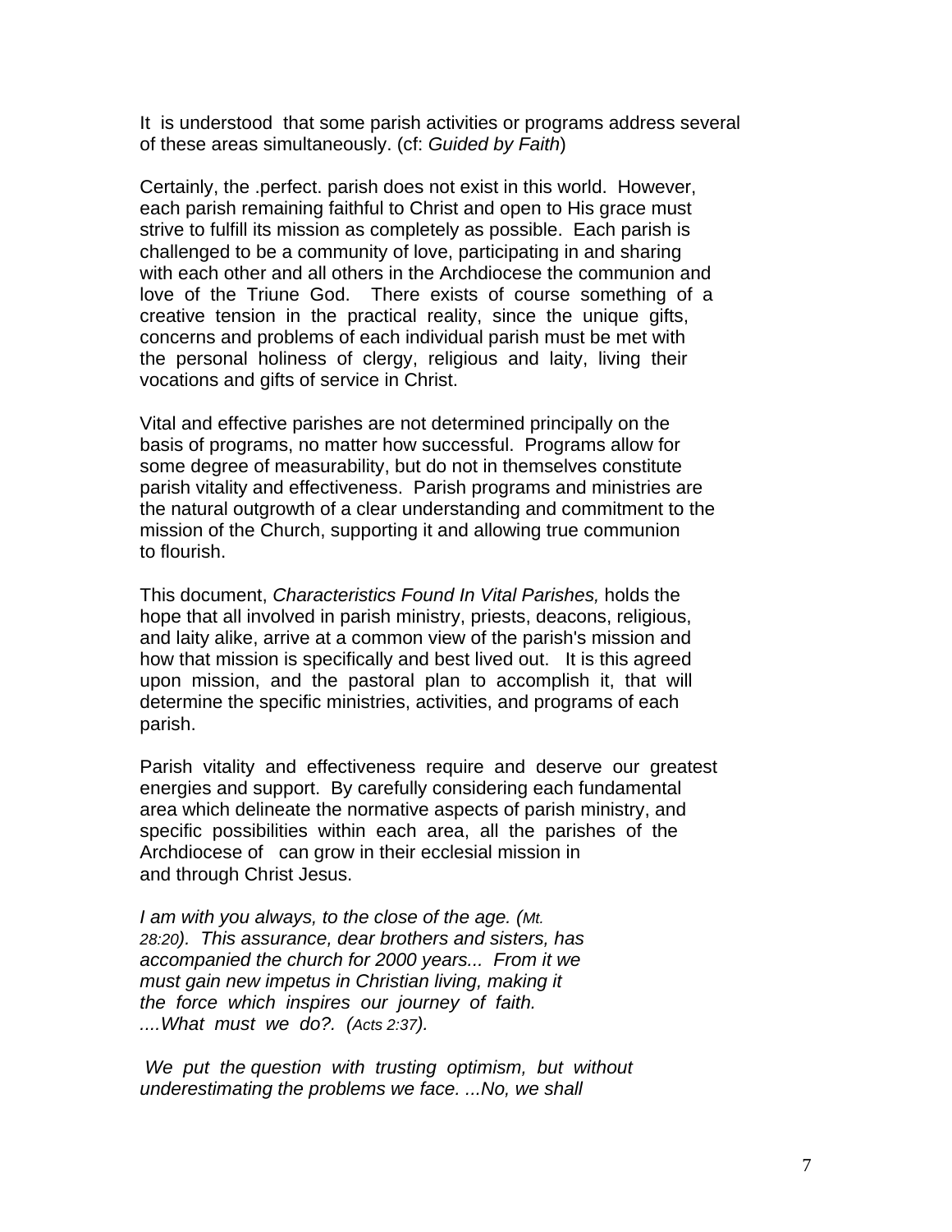It is understood that some parish activities or programs address several of these areas simultaneously. (cf: *Guided by Faith*)

Certainly, the .perfect. parish does not exist in this world. However, each parish remaining faithful to Christ and open to His grace must strive to fulfill its mission as completely as possible. Each parish is challenged to be a community of love, participating in and sharing with each other and all others in the Archdiocese the communion and love of the Triune God. There exists of course something of a creative tension in the practical reality, since the unique gifts, concerns and problems of each individual parish must be met with the personal holiness of clergy, religious and laity, living their vocations and gifts of service in Christ.

Vital and effective parishes are not determined principally on the basis of programs, no matter how successful. Programs allow for some degree of measurability, but do not in themselves constitute parish vitality and effectiveness. Parish programs and ministries are the natural outgrowth of a clear understanding and commitment to the mission of the Church, supporting it and allowing true communion to flourish.

This document, *Characteristics Found In Vital Parishes,* holds the hope that all involved in parish ministry, priests, deacons, religious, and laity alike, arrive at a common view of the parish's mission and how that mission is specifically and best lived out. It is this agreed upon mission, and the pastoral plan to accomplish it, that will determine the specific ministries, activities, and programs of each parish.

Parish vitality and effectiveness require and deserve our greatest energies and support. By carefully considering each fundamental area which delineate the normative aspects of parish ministry, and specific possibilities within each area, all the parishes of the Archdiocese of can grow in their ecclesial mission in and through Christ Jesus.

*I am with you always, to the close of the age. (Mt. 28:20). This assurance, dear brothers and sisters, has accompanied the church for 2000 years... From it we must gain new impetus in Christian living, making it the force which inspires our journey of faith. ....What must we do?. (Acts 2:37).*

*We put the question with trusting optimism, but without underestimating the problems we face. ...No, we shall*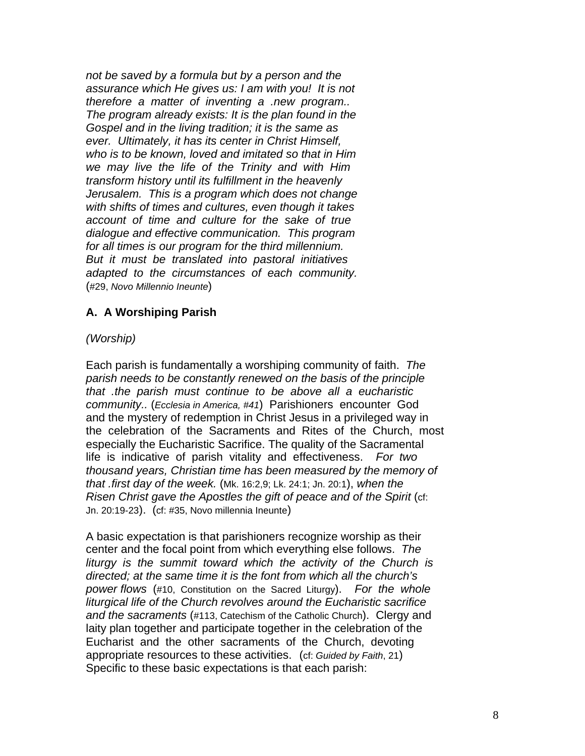*not be saved by a formula but by a person and the assurance which He gives us: I am with you! It is not therefore a matter of inventing a .new program.. The program already exists: It is the plan found in the Gospel and in the living tradition; it is the same as ever. Ultimately, it has its center in Christ Himself, who is to be known, loved and imitated so that in Him we may live the life of the Trinity and with Him transform history until its fulfillment in the heavenly Jerusalem. This is a program which does not change with shifts of times and cultures, even though it takes account of time and culture for the sake of true dialogue and effective communication. This program for all times is our program for the third millennium. But it must be translated into pastoral initiatives adapted to the circumstances of each community.* (#29, *Novo Millennio Ineunte*)

**A. A Worshiping Parish**

*(Worship)*

Each parish is fundamentally a worshiping community of faith. *The parish needs to be constantly renewed on the basis of the principle that .the parish must continue to be above all a eucharistic community..* (*Ecclesia in America, #41*) Parishioners encounter God and the mystery of redemption in Christ Jesus in a privileged way in the celebration of the Sacraments and Rites of the Church, most especially the Eucharistic Sacrifice. The quality of the Sacramental life is indicative of parish vitality and effectiveness. *For two thousand years, Christian time has been measured by the memory of that .first day of the week.* (Mk. 16:2,9; Lk. 24:1; Jn. 20:1), *when the Risen Christ gave the Apostles the gift of peace and of the Spirit* (cf: Jn. 20:19-23). (cf: #35, Novo millennia Ineunte)

A basic expectation is that parishioners recognize worship as their center and the focal point from which everything else follows. *The liturgy is the summit toward which the activity of the Church is directed; at the same time it is the font from which all the church's power flows* (#10, Constitution on the Sacred Liturgy). *For the whole liturgical life of the Church revolves around the Eucharistic sacrifice and the sacraments* (#113, Catechism of the Catholic Church). Clergy and laity plan together and participate together in the celebration of the Eucharist and the other sacraments of the Church, devoting appropriate resources to these activities. (cf: *Guided by Faith*, 21) Specific to these basic expectations is that each parish: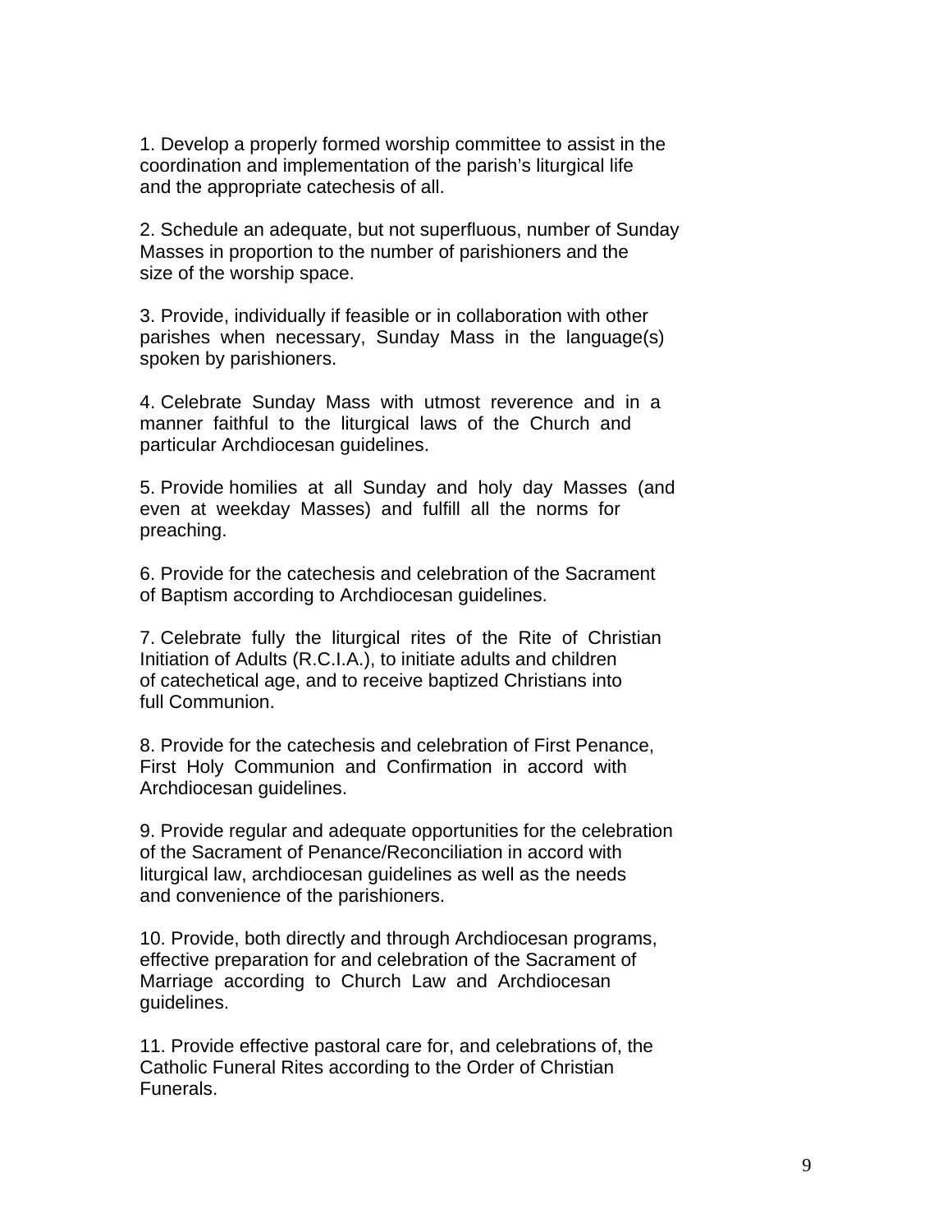1. Develop a properly formed worship committee to assist in the coordination and implementation of the parish's liturgical life and the appropriate catechesis of all.

2. Schedule an adequate, but not superfluous, number of Sunday Masses in proportion to the number of parishioners and the size of the worship space.

3. Provide, individually if feasible or in collaboration with other parishes when necessary, Sunday Mass in the language(s) spoken by parishioners.

4. Celebrate Sunday Mass with utmost reverence and in a manner faithful to the liturgical laws of the Church and particular Archdiocesan guidelines.

5. Provide homilies at all Sunday and holy day Masses (and even at weekday Masses) and fulfill all the norms for preaching.

6. Provide for the catechesis and celebration of the Sacrament of Baptism according to Archdiocesan guidelines.

7. Celebrate fully the liturgical rites of the Rite of Christian Initiation of Adults (R.C.I.A.), to initiate adults and children of catechetical age, and to receive baptized Christians into full Communion.

8. Provide for the catechesis and celebration of First Penance, First Holy Communion and Confirmation in accord with Archdiocesan guidelines.

9. Provide regular and adequate opportunities for the celebration of the Sacrament of Penance/Reconciliation in accord with liturgical law, archdiocesan guidelines as well as the needs and convenience of the parishioners.

10. Provide, both directly and through Archdiocesan programs, effective preparation for and celebration of the Sacrament of Marriage according to Church Law and Archdiocesan guidelines.

11. Provide effective pastoral care for, and celebrations of, the Catholic Funeral Rites according to the Order of Christian Funerals.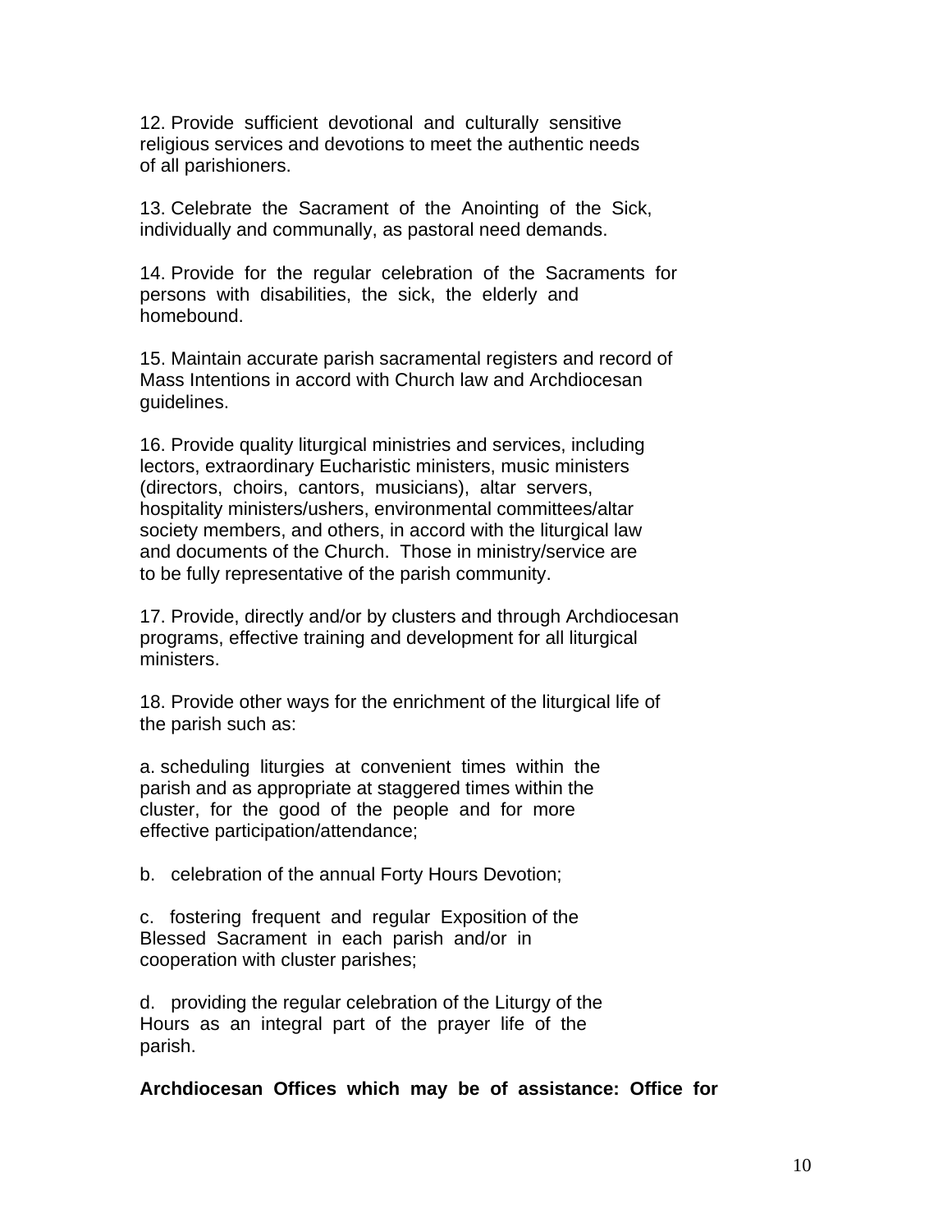12. Provide sufficient devotional and culturally sensitive religious services and devotions to meet the authentic needs of all parishioners.

13. Celebrate the Sacrament of the Anointing of the Sick, individually and communally, as pastoral need demands.

14. Provide for the regular celebration of the Sacraments for persons with disabilities, the sick, the elderly and homebound.

15. Maintain accurate parish sacramental registers and record of Mass Intentions in accord with Church law and Archdiocesan guidelines.

16. Provide quality liturgical ministries and services, including lectors, extraordinary Eucharistic ministers, music ministers (directors, choirs, cantors, musicians), altar servers, hospitality ministers/ushers, environmental committees/altar society members, and others, in accord with the liturgical law and documents of the Church. Those in ministry/service are to be fully representative of the parish community.

17. Provide, directly and/or by clusters and through Archdiocesan programs, effective training and development for all liturgical ministers.

18. Provide other ways for the enrichment of the liturgical life of the parish such as:

a. scheduling liturgies at convenient times within the parish and as appropriate at staggered times within the cluster, for the good of the people and for more effective participation/attendance;

b. celebration of the annual Forty Hours Devotion;

c. fostering frequent and regular Exposition of the Blessed Sacrament in each parish and/or in cooperation with cluster parishes;

d. providing the regular celebration of the Liturgy of the Hours as an integral part of the prayer life of the parish.

**Archdiocesan Offices which may be of assistance: Office for**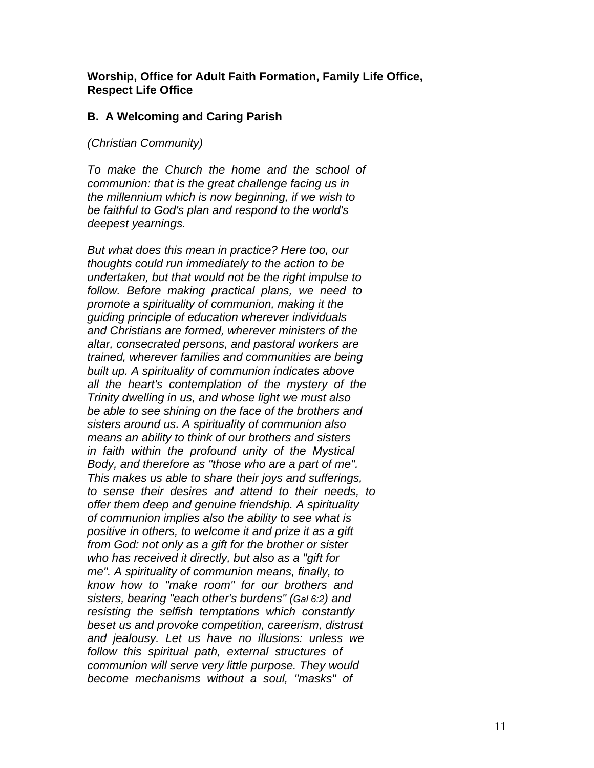**Worship, Office for Adult Faith Formation, Family Life Office, Respect Life Office**

## B. A Welcoming and Caring Parish

*(Christian Community)*

*To make the Church the home and the school of communion: that is the great challenge facing us in the millennium which is now beginning, if we wish to be faithful to God's plan and respond to the world's deepest yearnings.*

*But what does this mean in practice? Here too, our thoughts could run immediately to the action to be undertaken, but that would not be the right impulse to follow. Before making practical plans, we need to promote a spirituality of communion, making it the guiding principle of education wherever individuals and Christians are formed, wherever ministers of the altar, consecrated persons, and pastoral workers are trained, wherever families and communities are being built up. A spirituality of communion indicates above all the heart's contemplation of the mystery of the Trinity dwelling in us, and whose light we must also be able to see shining on the face of the brothers and sisters around us. A spirituality of communion also means an ability to think of our brothers and sisters in faith within the profound unity of the Mystical Body, and therefore as "those who are a part of me". This makes us able to share their joys and sufferings, to sense their desires and attend to their needs, to offer them deep and genuine friendship. A spirituality of communion implies also the ability to see what is positive in others, to welcome it and prize it as a gift from God: not only as a gift for the brother or sister who has received it directly, but also as a "gift for me". A spirituality of communion means, finally, to know how to "make room" for our brothers and sisters, bearing "each other's burdens" (Gal 6:2) and resisting the selfish temptations which constantly beset us and provoke competition, careerism, distrust and jealousy. Let us have no illusions: unless we follow this spiritual path, external structures of communion will serve very little purpose. They would become mechanisms without a soul, "masks" of*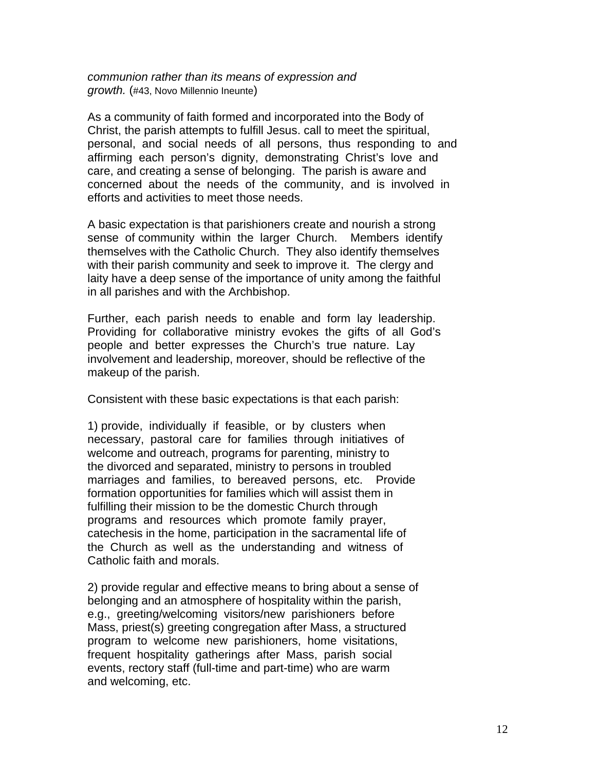*communion rather than its means of expression and growth.* (#43, Novo Millennio Ineunte)

As a community of faith formed and incorporated into the Body of Christ, the parish attempts to fulfill Jesus. call to meet the spiritual, personal, and social needs of all persons, thus responding to and affirming each person's dignity, demonstrating Christ's love and care, and creating a sense of belonging. The parish is aware and concerned about the needs of the community, and is involved in efforts and activities to meet those needs.

A basic expectation is that parishioners create and nourish a strong sense of community within the larger Church. Members identify themselves with the Catholic Church. They also identify themselves with their parish community and seek to improve it. The clergy and laity have a deep sense of the importance of unity among the faithful in all parishes and with the Archbishop.

Further, each parish needs to enable and form lay leadership. Providing for collaborative ministry evokes the gifts of all God's people and better expresses the Church's true nature. Lay involvement and leadership, moreover, should be reflective of the makeup of the parish.

Consistent with these basic expectations is that each parish:

1) provide, individually if feasible, or by clusters when necessary, pastoral care for families through initiatives of welcome and outreach, programs for parenting, ministry to the divorced and separated, ministry to persons in troubled marriages and families, to bereaved persons, etc. Provide formation opportunities for families which will assist them in fulfilling their mission to be the domestic Church through programs and resources which promote family prayer, catechesis in the home, participation in the sacramental life of the Church as well as the understanding and witness of Catholic faith and morals.

2) provide regular and effective means to bring about a sense of belonging and an atmosphere of hospitality within the parish, e.g., greeting/welcoming visitors/new parishioners before Mass, priest(s) greeting congregation after Mass, a structured program to welcome new parishioners, home visitations, frequent hospitality gatherings after Mass, parish social events, rectory staff (full-time and part-time) who are warm and welcoming, etc.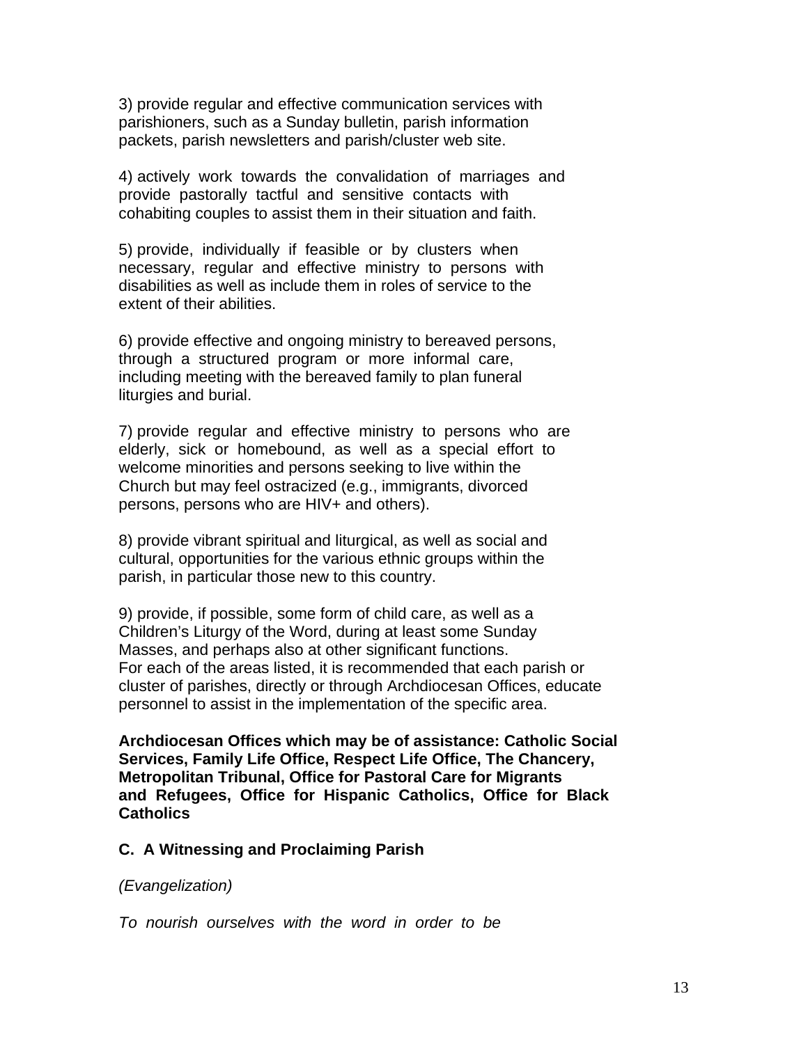3) provide regular and effective communication services with parishioners, such as a Sunday bulletin, parish information packets, parish newsletters and parish/cluster web site.

4) actively work towards the convalidation of marriages and provide pastorally tactful and sensitive contacts with cohabiting couples to assist them in their situation and faith.

5) provide, individually if feasible or by clusters when necessary, regular and effective ministry to persons with disabilities as well as include them in roles of service to the extent of their abilities.

6) provide effective and ongoing ministry to bereaved persons, through a structured program or more informal care, including meeting with the bereaved family to plan funeral liturgies and burial.

7) provide regular and effective ministry to persons who are elderly, sick or homebound, as well as a special effort to welcome minorities and persons seeking to live within the Church but may feel ostracized (e.g., immigrants, divorced persons, persons who are HIV+ and others).

8) provide vibrant spiritual and liturgical, as well as social and cultural, opportunities for the various ethnic groups within the parish, in particular those new to this country.

9) provide, if possible, some form of child care, as well as a Children's Liturgy of the Word, during at least some Sunday Masses, and perhaps also at other significant functions.
For each of the areas listed, it is recommended that each parish or cluster of parishes, directly or through Archdiocesan Offices, educate personnel to assist in the implementation of the specific area.

**Archdiocesan Offices which may be of assistance: Catholic Social Services, Family Life Office, Respect Life Office, The Chancery, Metropolitan Tribunal, Office for Pastoral Care for Migrants and Refugees, Office for Hispanic Catholics, Office for Black Catholics**

### C. A Witnessing and Proclaiming Parish

*(Evangelization)*

*To nourish ourselves with the word in order to be*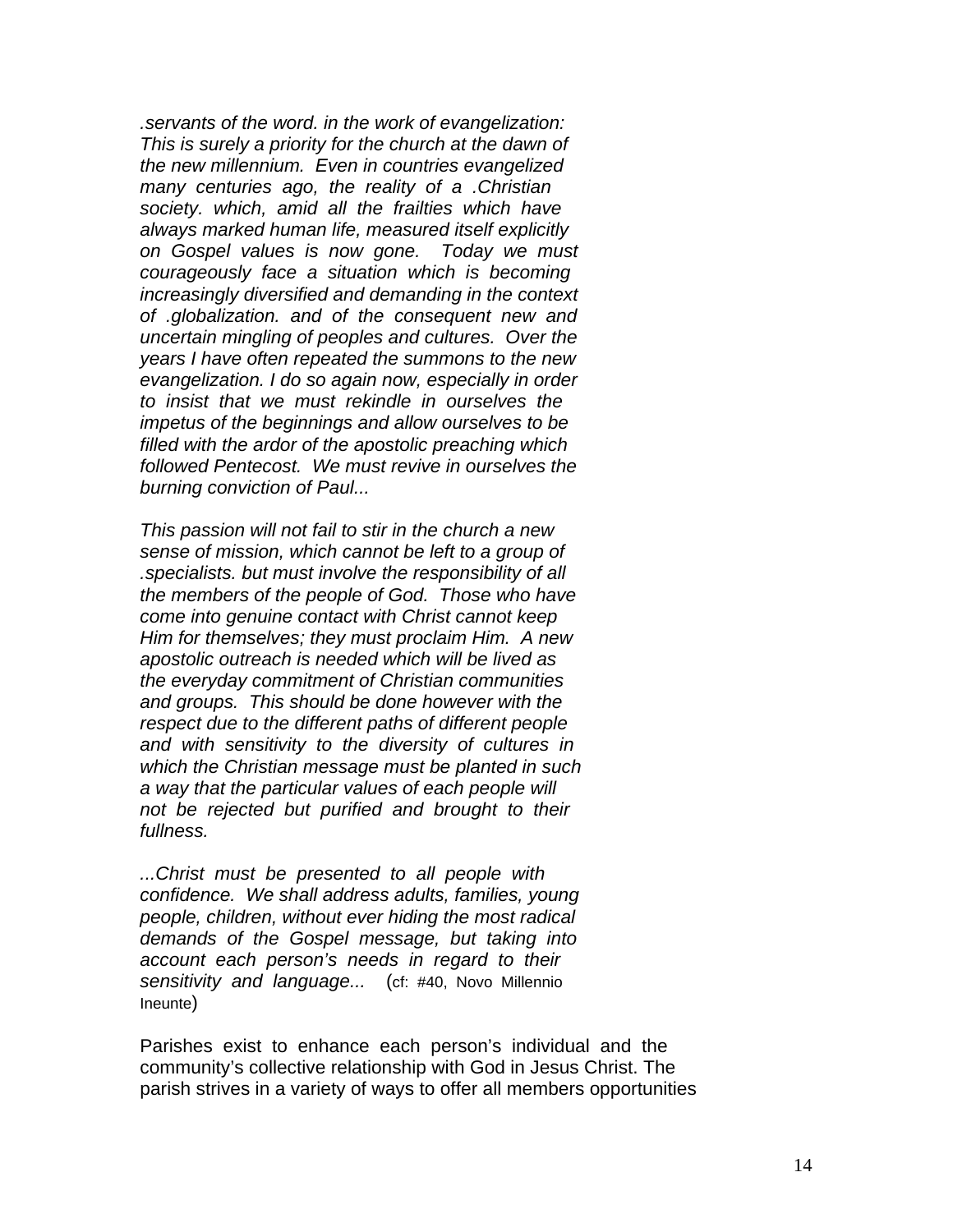*.servants of the word. in the work of evangelization: This is surely a priority for the church at the dawn of the new millennium. Even in countries evangelized many centuries ago, the reality of a .Christian society. which, amid all the frailties which have always marked human life, measured itself explicitly on Gospel values is now gone. Today we must courageously face a situation which is becoming increasingly diversified and demanding in the context of .globalization. and of the consequent new and uncertain mingling of peoples and cultures. Over the years I have often repeated the summons to the new evangelization. I do so again now, especially in order to insist that we must rekindle in ourselves the impetus of the beginnings and allow ourselves to be filled with the ardor of the apostolic preaching which followed Pentecost. We must revive in ourselves the burning conviction of Paul...*

*This passion will not fail to stir in the church a new sense of mission, which cannot be left to a group of .specialists. but must involve the responsibility of all the members of the people of God. Those who have come into genuine contact with Christ cannot keep Him for themselves; they must proclaim Him. A new apostolic outreach is needed which will be lived as the everyday commitment of Christian communities and groups. This should be done however with the respect due to the different paths of different people and with sensitivity to the diversity of cultures in which the Christian message must be planted in such a way that the particular values of each people will not be rejected but purified and brought to their fullness.*

*...Christ must be presented to all people with confidence. We shall address adults, families, young people, children, without ever hiding the most radical demands of the Gospel message, but taking into account each person's needs in regard to their sensitivity and language...* (cf: #40, Novo Millennio Ineunte)

Parishes exist to enhance each person's individual and the community's collective relationship with God in Jesus Christ. The parish strives in a variety of ways to offer all members opportunities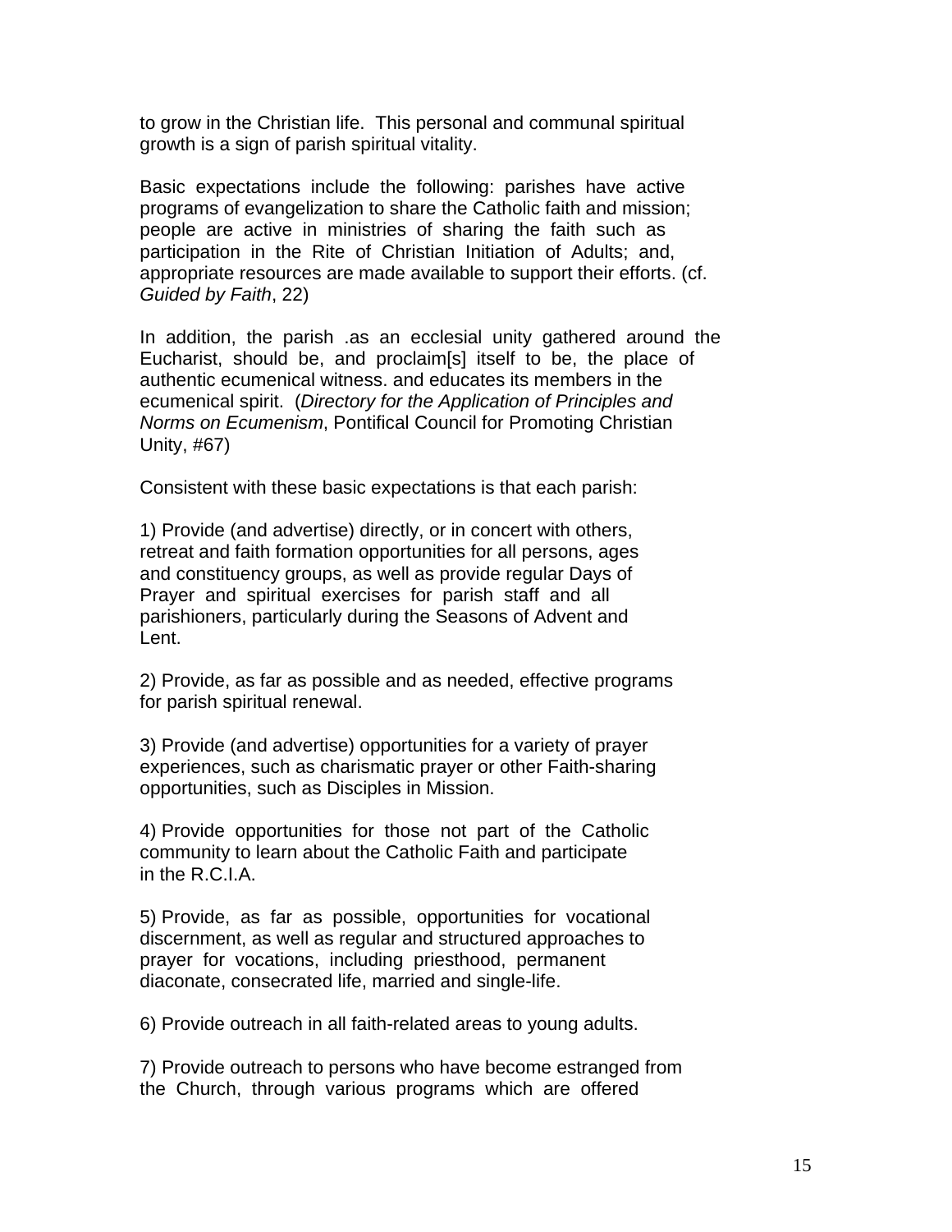to grow in the Christian life. This personal and communal spiritual growth is a sign of parish spiritual vitality.

Basic expectations include the following: parishes have active programs of evangelization to share the Catholic faith and mission; people are active in ministries of sharing the faith such as participation in the Rite of Christian Initiation of Adults; and, appropriate resources are made available to support their efforts. (cf. *Guided by Faith*, 22)

In addition, the parish .as an ecclesial unity gathered around the Eucharist, should be, and proclaim[s] itself to be, the place of authentic ecumenical witness. and educates its members in the ecumenical spirit. (*Directory for the Application of Principles and Norms on Ecumenism*, Pontifical Council for Promoting Christian Unity, #67)

Consistent with these basic expectations is that each parish:

1) Provide (and advertise) directly, or in concert with others, retreat and faith formation opportunities for all persons, ages and constituency groups, as well as provide regular Days of Prayer and spiritual exercises for parish staff and all parishioners, particularly during the Seasons of Advent and Lent.

2) Provide, as far as possible and as needed, effective programs for parish spiritual renewal.

3) Provide (and advertise) opportunities for a variety of prayer experiences, such as charismatic prayer or other Faith-sharing opportunities, such as Disciples in Mission.

4) Provide opportunities for those not part of the Catholic community to learn about the Catholic Faith and participate in the R.C.I.A.

5) Provide, as far as possible, opportunities for vocational discernment, as well as regular and structured approaches to prayer for vocations, including priesthood, permanent diaconate, consecrated life, married and single-life.

6) Provide outreach in all faith-related areas to young adults.

7) Provide outreach to persons who have become estranged from the Church, through various programs which are offered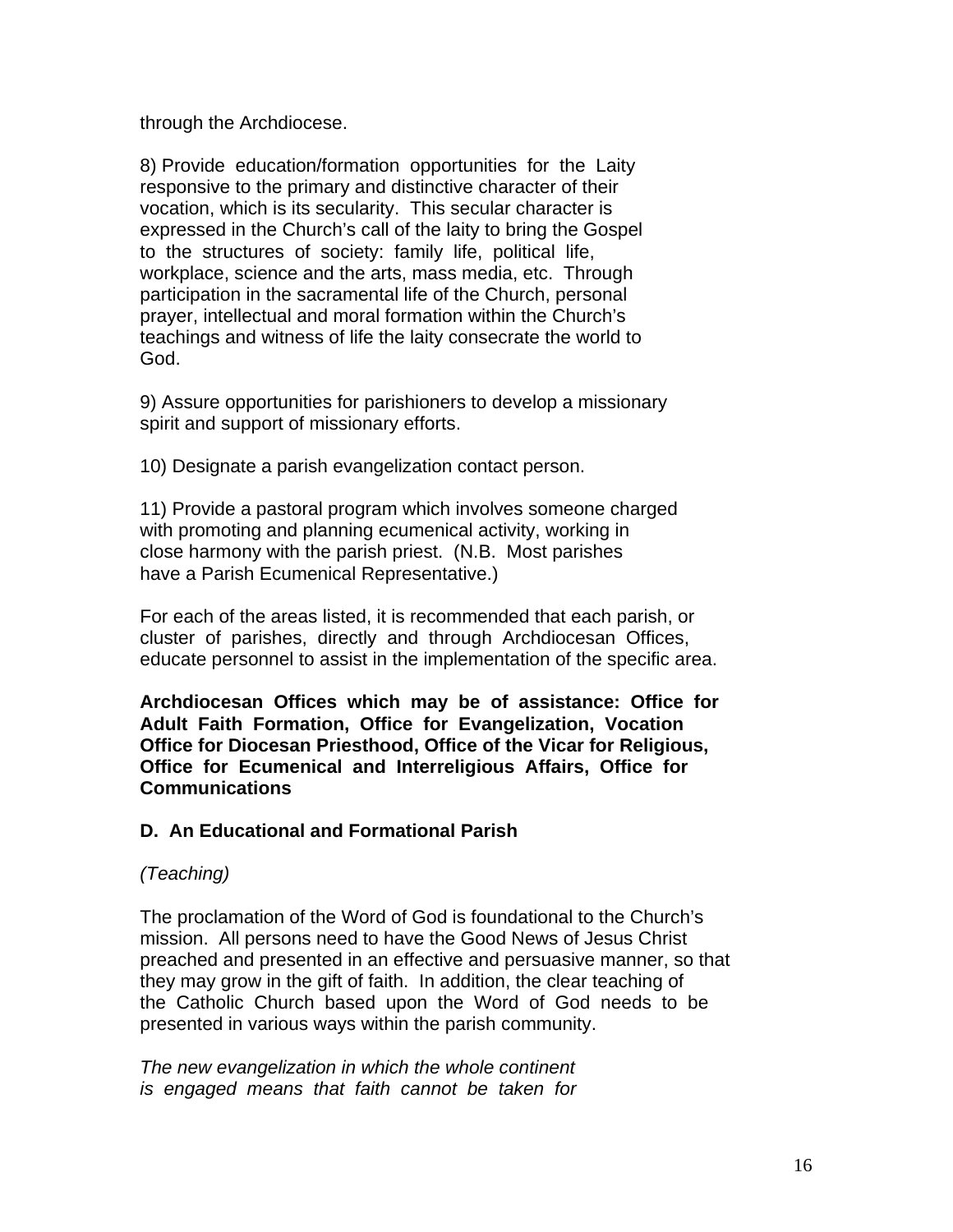through the Archdiocese.

8) Provide education/formation opportunities for the Laity responsive to the primary and distinctive character of their vocation, which is its secularity. This secular character is expressed in the Church's call of the laity to bring the Gospel to the structures of society: family life, political life, workplace, science and the arts, mass media, etc. Through participation in the sacramental life of the Church, personal prayer, intellectual and moral formation within the Church's teachings and witness of life the laity consecrate the world to God.

9) Assure opportunities for parishioners to develop a missionary spirit and support of missionary efforts.

10) Designate a parish evangelization contact person.

11) Provide a pastoral program which involves someone charged with promoting and planning ecumenical activity, working in close harmony with the parish priest. (N.B. Most parishes have a Parish Ecumenical Representative.)

For each of the areas listed, it is recommended that each parish, or cluster of parishes, directly and through Archdiocesan Offices, educate personnel to assist in the implementation of the specific area.

**Archdiocesan Offices which may be of assistance: Office for Adult Faith Formation, Office for Evangelization, Vocation Office for Diocesan Priesthood, Office of the Vicar for Religious, Office for Ecumenical and Interreligious Affairs, Office for Communications**

### D. An Educational and Formational Parish

*(Teaching)*

The proclamation of the Word of God is foundational to the Church's mission. All persons need to have the Good News of Jesus Christ preached and presented in an effective and persuasive manner, so that they may grow in the gift of faith. In addition, the clear teaching of the Catholic Church based upon the Word of God needs to be presented in various ways within the parish community.

*The new evangelization in which the whole continent is engaged means that faith cannot be taken for*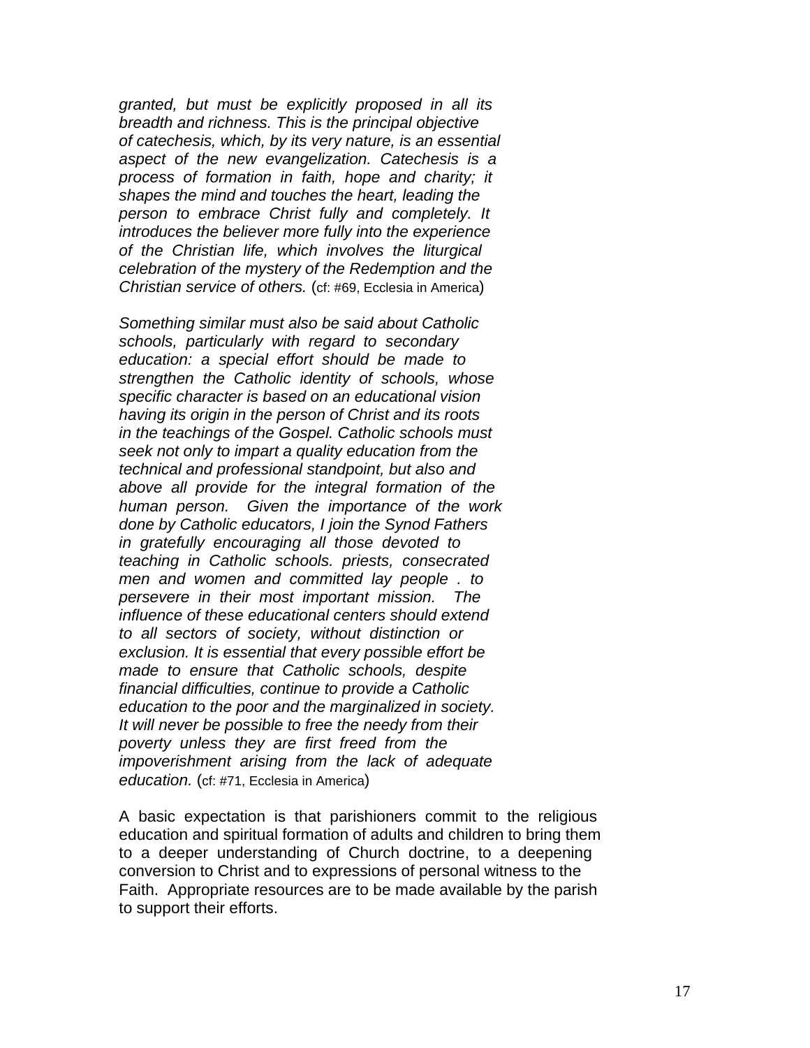*granted, but must be explicitly proposed in all its breadth and richness. This is the principal objective of catechesis, which, by its very nature, is an essential aspect of the new evangelization. Catechesis is a process of formation in faith, hope and charity; it shapes the mind and touches the heart, leading the person to embrace Christ fully and completely. It introduces the believer more fully into the experience of the Christian life, which involves the liturgical celebration of the mystery of the Redemption and the Christian service of others.* (cf: #69, Ecclesia in America)

*Something similar must also be said about Catholic schools, particularly with regard to secondary education: a special effort should be made to strengthen the Catholic identity of schools, whose specific character is based on an educational vision having its origin in the person of Christ and its roots in the teachings of the Gospel. Catholic schools must seek not only to impart a quality education from the technical and professional standpoint, but also and above all provide for the integral formation of the human person. Given the importance of the work done by Catholic educators, I join the Synod Fathers in gratefully encouraging all those devoted to teaching in Catholic schools. priests, consecrated men and women and committed lay people . to persevere in their most important mission. The influence of these educational centers should extend to all sectors of society, without distinction or exclusion. It is essential that every possible effort be made to ensure that Catholic schools, despite financial difficulties, continue to provide a Catholic education to the poor and the marginalized in society. It will never be possible to free the needy from their poverty unless they are first freed from the impoverishment arising from the lack of adequate education.* (cf: #71, Ecclesia in America)

A basic expectation is that parishioners commit to the religious education and spiritual formation of adults and children to bring them to a deeper understanding of Church doctrine, to a deepening conversion to Christ and to expressions of personal witness to the Faith. Appropriate resources are to be made available by the parish to support their efforts.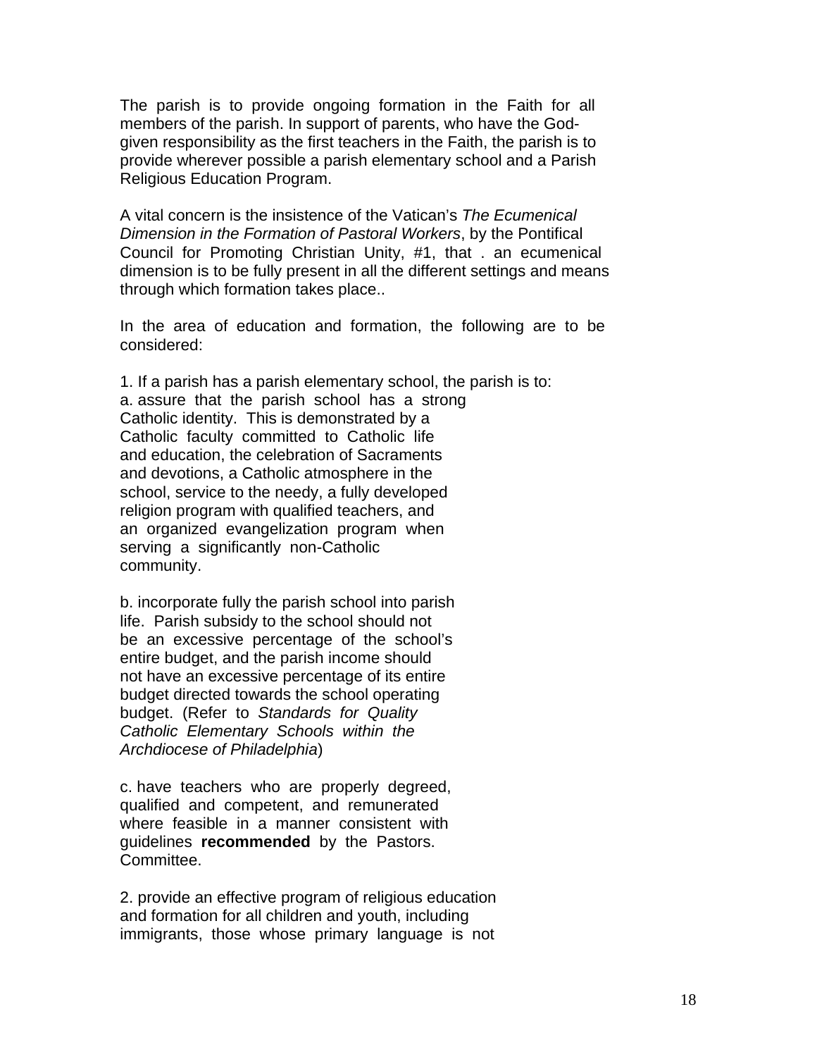The parish is to provide ongoing formation in the Faith for all members of the parish. In support of parents, who have the God-given responsibility as the first teachers in the Faith, the parish is to provide wherever possible a parish elementary school and a Parish Religious Education Program.

A vital concern is the insistence of the Vatican's *The Ecumenical Dimension in the Formation of Pastoral Workers*, by the Pontifical Council for Promoting Christian Unity, #1, that . an ecumenical dimension is to be fully present in all the different settings and means through which formation takes place..

In the area of education and formation, the following are to be considered:

1. If a parish has a parish elementary school, the parish is to:

a. assure that the parish school has a strong Catholic identity. This is demonstrated by a Catholic faculty committed to Catholic life and education, the celebration of Sacraments and devotions, a Catholic atmosphere in the school, service to the needy, a fully developed religion program with qualified teachers, and an organized evangelization program when serving a significantly non-Catholic community.

b. incorporate fully the parish school into parish life. Parish subsidy to the school should not be an excessive percentage of the school's entire budget, and the parish income should not have an excessive percentage of its entire budget directed towards the school operating budget. (Refer to *Standards for Quality Catholic Elementary Schools within the Archdiocese of Philadelphia*)

c. have teachers who are properly degreed, qualified and competent, and remunerated where feasible in a manner consistent with guidelines **recommended** by the Pastors. Committee.

2. provide an effective program of religious education and formation for all children and youth, including immigrants, those whose primary language is not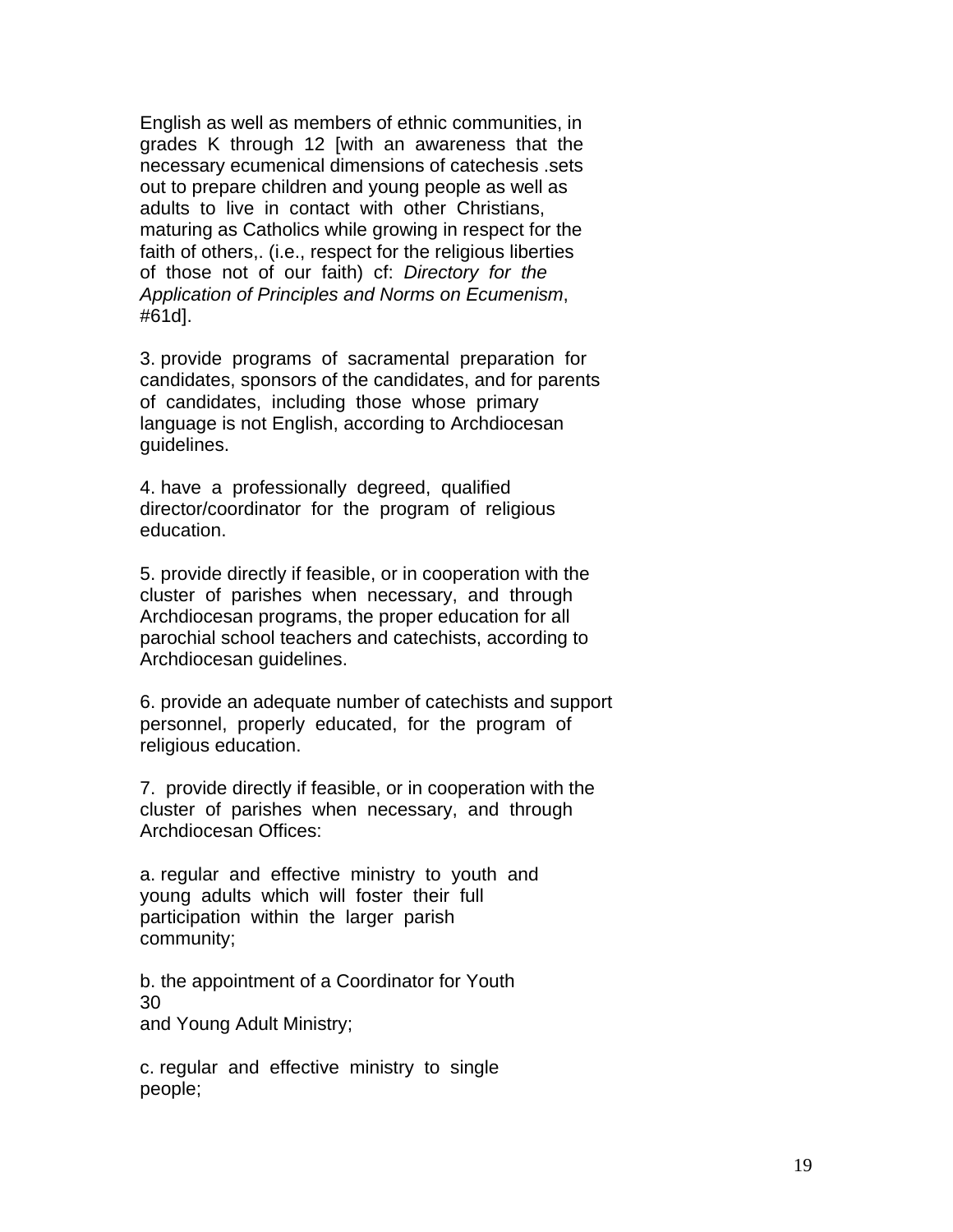English as well as members of ethnic communities, in grades K through 12 [with an awareness that the necessary ecumenical dimensions of catechesis .sets out to prepare children and young people as well as adults to live in contact with other Christians, maturing as Catholics while growing in respect for the faith of others,. (i.e., respect for the religious liberties of those not of our faith) cf: *Directory for the Application of Principles and Norms on Ecumenism*, #61d].

3. provide programs of sacramental preparation for candidates, sponsors of the candidates, and for parents of candidates, including those whose primary language is not English, according to Archdiocesan guidelines.

4. have a professionally degreed, qualified director/coordinator for the program of religious education.

5. provide directly if feasible, or in cooperation with the cluster of parishes when necessary, and through Archdiocesan programs, the proper education for all parochial school teachers and catechists, according to Archdiocesan guidelines.

6. provide an adequate number of catechists and support personnel, properly educated, for the program of religious education.

7. provide directly if feasible, or in cooperation with the cluster of parishes when necessary, and through Archdiocesan Offices:

a. regular and effective ministry to youth and young adults which will foster their full participation within the larger parish community;

b. the appointment of a Coordinator for Youth and Young Adult Ministry;

c. regular and effective ministry to single people;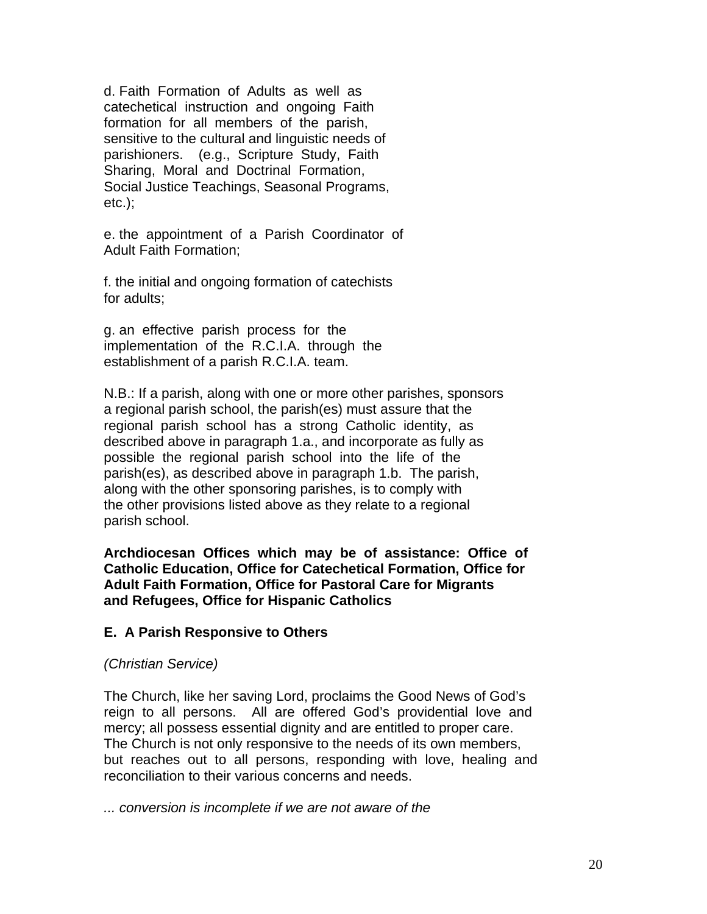d. Faith Formation of Adults as well as catechetical instruction and ongoing Faith formation for all members of the parish, sensitive to the cultural and linguistic needs of parishioners. (e.g., Scripture Study, Faith Sharing, Moral and Doctrinal Formation, Social Justice Teachings, Seasonal Programs, etc.);

e. the appointment of a Parish Coordinator of Adult Faith Formation;

f. the initial and ongoing formation of catechists for adults;

g. an effective parish process for the implementation of the R.C.I.A. through the establishment of a parish R.C.I.A. team.

N.B.: If a parish, along with one or more other parishes, sponsors a regional parish school, the parish(es) must assure that the regional parish school has a strong Catholic identity, as described above in paragraph 1.a., and incorporate as fully as possible the regional parish school into the life of the parish(es), as described above in paragraph 1.b. The parish, along with the other sponsoring parishes, is to comply with the other provisions listed above as they relate to a regional parish school.

**Archdiocesan Offices which may be of assistance: Office of Catholic Education, Office for Catechetical Formation, Office for Adult Faith Formation, Office for Pastoral Care for Migrants and Refugees, Office for Hispanic Catholics**

## E. A Parish Responsive to Others

*(Christian Service)*

The Church, like her saving Lord, proclaims the Good News of God's reign to all persons. All are offered God's providential love and mercy; all possess essential dignity and are entitled to proper care. The Church is not only responsive to the needs of its own members, but reaches out to all persons, responding with love, healing and reconciliation to their various concerns and needs.

*... conversion is incomplete if we are not aware of the*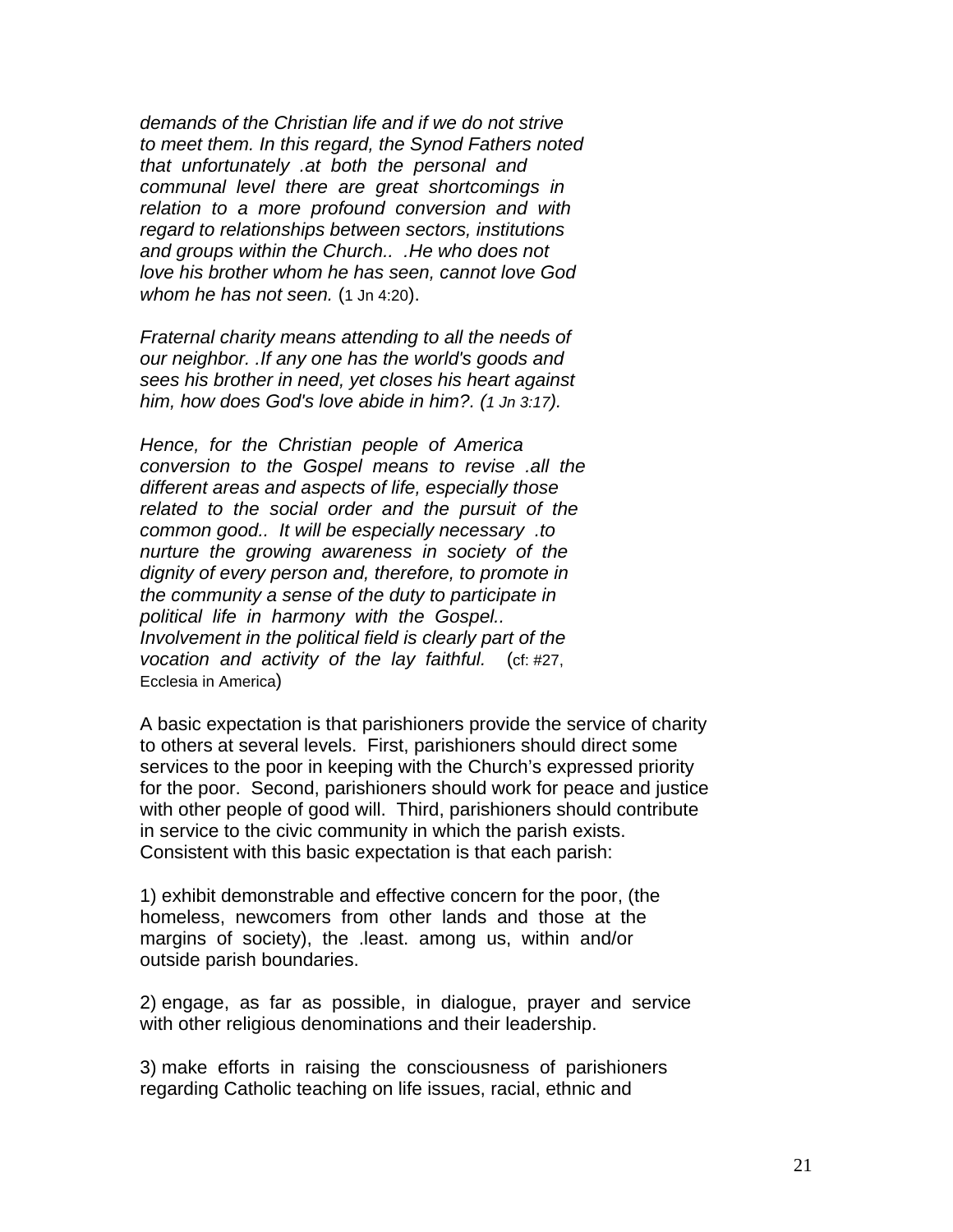*demands of the Christian life and if we do not strive to meet them. In this regard, the Synod Fathers noted that unfortunately .at both the personal and communal level there are great shortcomings in relation to a more profound conversion and with regard to relationships between sectors, institutions and groups within the Church.. .He who does not love his brother whom he has seen, cannot love God whom he has not seen.* (1 Jn 4:20).

*Fraternal charity means attending to all the needs of our neighbor. .If any one has the world's goods and sees his brother in need, yet closes his heart against him, how does God's love abide in him?. (1 Jn 3:17).*

*Hence, for the Christian people of America conversion to the Gospel means to revise .all the different areas and aspects of life, especially those related to the social order and the pursuit of the common good.. It will be especially necessary .to nurture the growing awareness in society of the dignity of every person and, therefore, to promote in the community a sense of the duty to participate in political life in harmony with the Gospel.. Involvement in the political field is clearly part of the vocation and activity of the lay faithful.* (cf: #27, Ecclesia in America)

A basic expectation is that parishioners provide the service of charity to others at several levels. First, parishioners should direct some services to the poor in keeping with the Church's expressed priority for the poor. Second, parishioners should work for peace and justice with other people of good will. Third, parishioners should contribute in service to the civic community in which the parish exists. Consistent with this basic expectation is that each parish:

1) exhibit demonstrable and effective concern for the poor, (the homeless, newcomers from other lands and those at the margins of society), the .least. among us, within and/or outside parish boundaries.

2) engage, as far as possible, in dialogue, prayer and service with other religious denominations and their leadership.

3) make efforts in raising the consciousness of parishioners regarding Catholic teaching on life issues, racial, ethnic and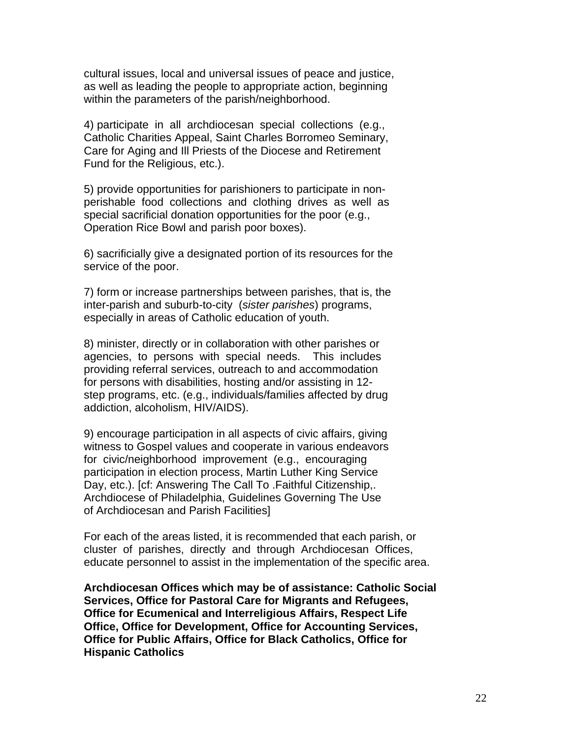cultural issues, local and universal issues of peace and justice, as well as leading the people to appropriate action, beginning within the parameters of the parish/neighborhood.

4) participate in all archdiocesan special collections (e.g., Catholic Charities Appeal, Saint Charles Borromeo Seminary, Care for Aging and Ill Priests of the Diocese and Retirement Fund for the Religious, etc.).

5) provide opportunities for parishioners to participate in non-perishable food collections and clothing drives as well as special sacrificial donation opportunities for the poor (e.g., Operation Rice Bowl and parish poor boxes).

6) sacrificially give a designated portion of its resources for the service of the poor.

7) form or increase partnerships between parishes, that is, the inter-parish and suburb-to-city (*sister parishes*) programs, especially in areas of Catholic education of youth.

8) minister, directly or in collaboration with other parishes or agencies, to persons with special needs. This includes providing referral services, outreach to and accommodation for persons with disabilities, hosting and/or assisting in 12-step programs, etc. (e.g., individuals/families affected by drug addiction, alcoholism, HIV/AIDS).

9) encourage participation in all aspects of civic affairs, giving witness to Gospel values and cooperate in various endeavors for civic/neighborhood improvement (e.g., encouraging participation in election process, Martin Luther King Service Day, etc.). [cf: Answering The Call To .Faithful Citizenship,. Archdiocese of Philadelphia, Guidelines Governing The Use of Archdiocesan and Parish Facilities]

For each of the areas listed, it is recommended that each parish, or cluster of parishes, directly and through Archdiocesan Offices, educate personnel to assist in the implementation of the specific area.

**Archdiocesan Offices which may be of assistance: Catholic Social Services, Office for Pastoral Care for Migrants and Refugees, Office for Ecumenical and Interreligious Affairs, Respect Life Office, Office for Development, Office for Accounting Services, Office for Public Affairs, Office for Black Catholics, Office for Hispanic Catholics**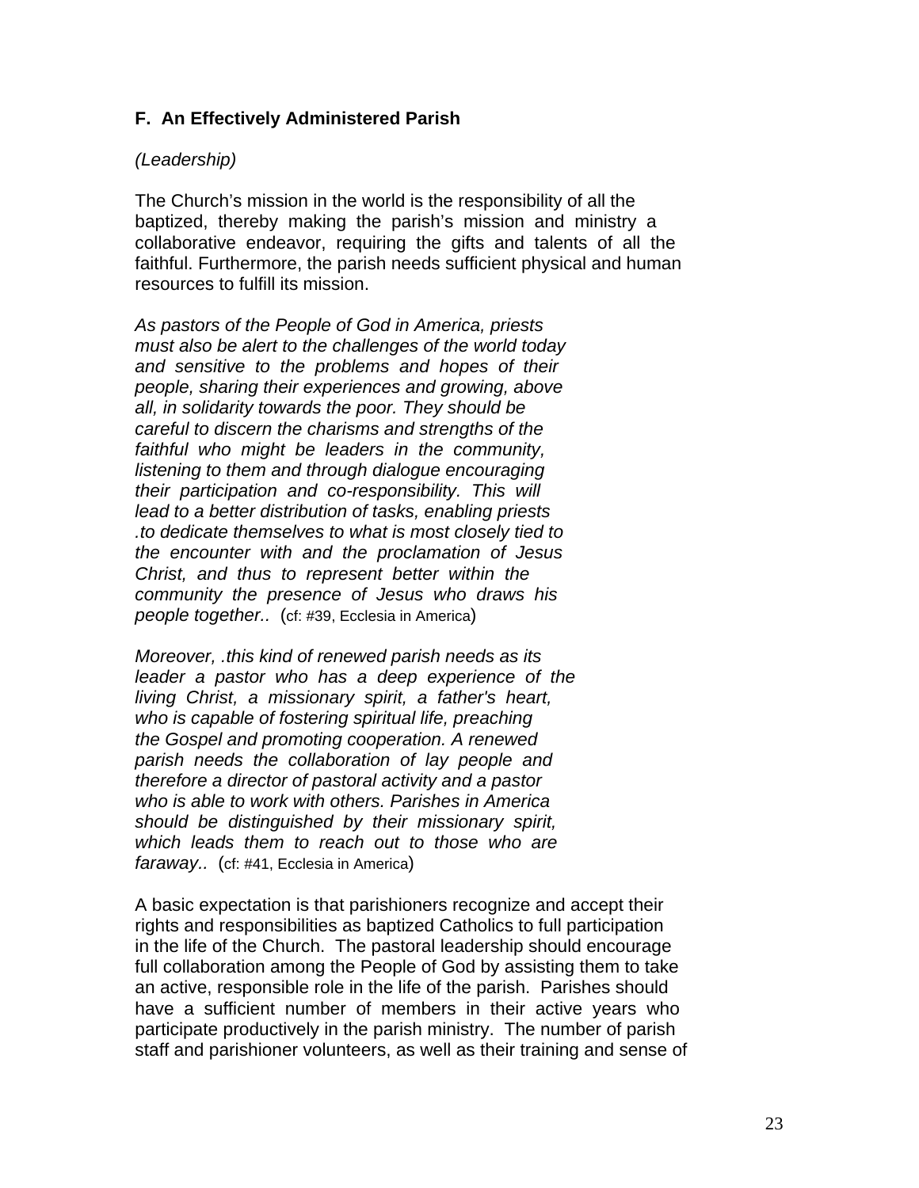**F.  An Effectively Administered Parish**

*(Leadership)*

The Church's mission in the world is the responsibility of all the baptized, thereby making the parish's mission and ministry a collaborative endeavor, requiring the gifts and talents of all the faithful. Furthermore, the parish needs sufficient physical and human resources to fulfill its mission.

*As pastors of the People of God in America, priests must also be alert to the challenges of the world today and sensitive to the problems and hopes of their people, sharing their experiences and growing, above all, in solidarity towards the poor. They should be careful to discern the charisms and strengths of the faithful who might be leaders in the community, listening to them and through dialogue encouraging their participation and co-responsibility. This will lead to a better distribution of tasks, enabling priests .to dedicate themselves to what is most closely tied to the encounter with and the proclamation of Jesus Christ, and thus to represent better within the community the presence of Jesus who draws his people together..* (cf: #39, Ecclesia in America)

*Moreover, .this kind of renewed parish needs as its leader a pastor who has a deep experience of the living Christ, a missionary spirit, a father's heart, who is capable of fostering spiritual life, preaching the Gospel and promoting cooperation. A renewed parish needs the collaboration of lay people and therefore a director of pastoral activity and a pastor who is able to work with others. Parishes in America should be distinguished by their missionary spirit, which leads them to reach out to those who are faraway..* (cf: #41, Ecclesia in America)

A basic expectation is that parishioners recognize and accept their rights and responsibilities as baptized Catholics to full participation in the life of the Church. The pastoral leadership should encourage full collaboration among the People of God by assisting them to take an active, responsible role in the life of the parish. Parishes should have a sufficient number of members in their active years who participate productively in the parish ministry. The number of parish staff and parishioner volunteers, as well as their training and sense of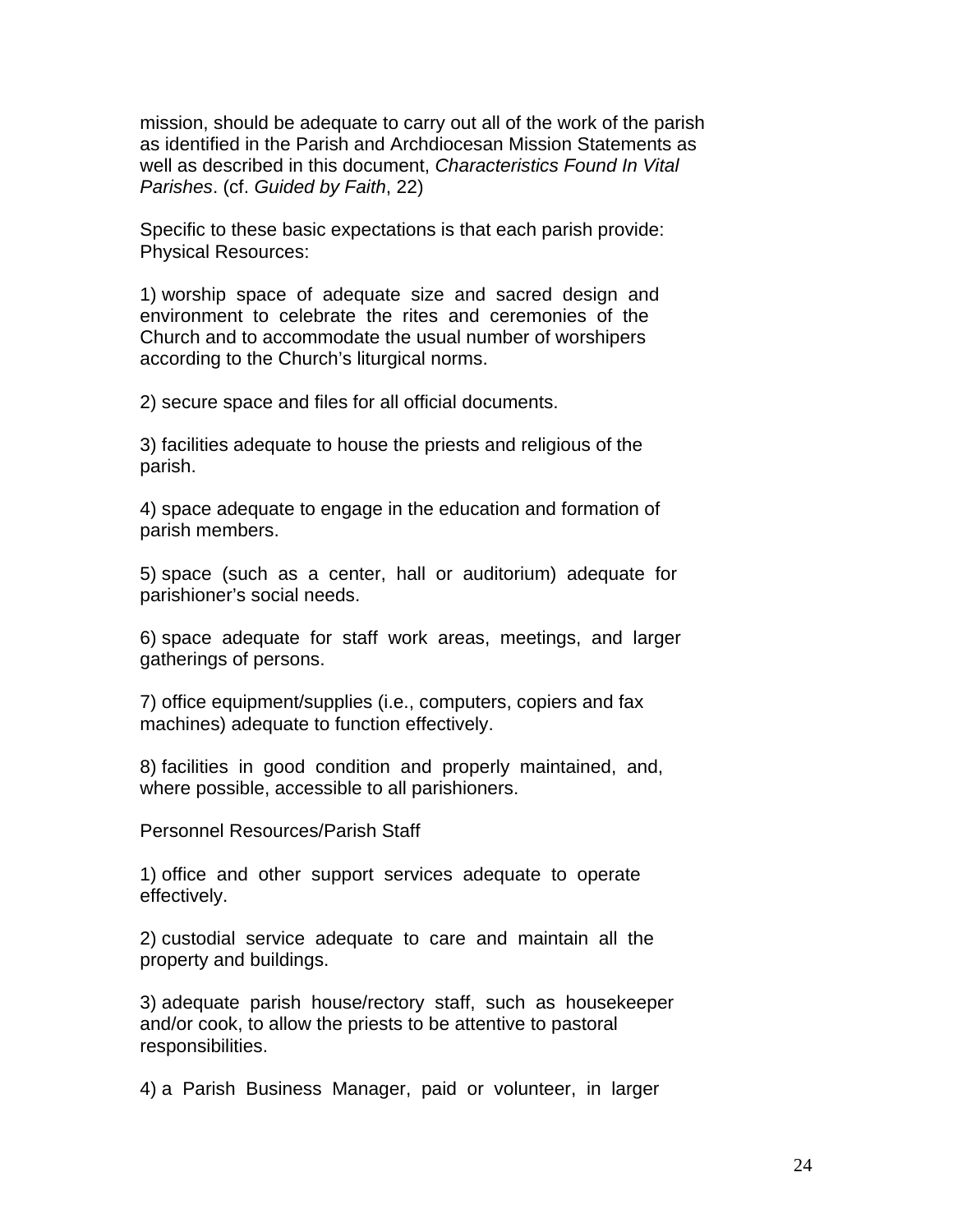mission, should be adequate to carry out all of the work of the parish as identified in the Parish and Archdiocesan Mission Statements as well as described in this document, *Characteristics Found In Vital Parishes*. (cf. *Guided by Faith*, 22)

Specific to these basic expectations is that each parish provide:
Physical Resources:

1) worship space of adequate size and sacred design and environment to celebrate the rites and ceremonies of the Church and to accommodate the usual number of worshipers according to the Church's liturgical norms.

2) secure space and files for all official documents.

3) facilities adequate to house the priests and religious of the parish.

4) space adequate to engage in the education and formation of parish members.

5) space (such as a center, hall or auditorium) adequate for parishioner's social needs.

6) space adequate for staff work areas, meetings, and larger gatherings of persons.

7) office equipment/supplies (i.e., computers, copiers and fax machines) adequate to function effectively.

8) facilities in good condition and properly maintained, and, where possible, accessible to all parishioners.

Personnel Resources/Parish Staff

1) office and other support services adequate to operate effectively.

2) custodial service adequate to care and maintain all the property and buildings.

3) adequate parish house/rectory staff, such as housekeeper and/or cook, to allow the priests to be attentive to pastoral responsibilities.

4) a Parish Business Manager, paid or volunteer, in larger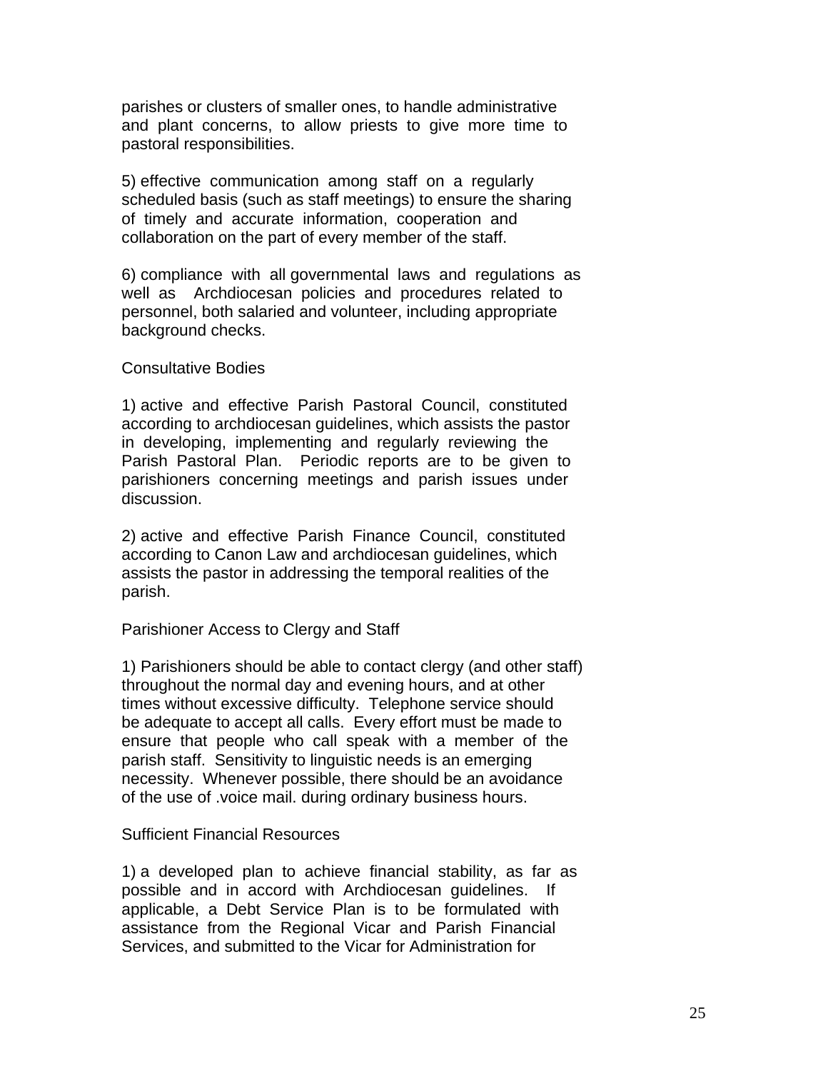parishes or clusters of smaller ones, to handle administrative and plant concerns, to allow priests to give more time to pastoral responsibilities.

5) effective communication among staff on a regularly scheduled basis (such as staff meetings) to ensure the sharing of timely and accurate information, cooperation and collaboration on the part of every member of the staff.

6) compliance with all governmental laws and regulations as well as Archdiocesan policies and procedures related to personnel, both salaried and volunteer, including appropriate background checks.

Consultative Bodies

1) active and effective Parish Pastoral Council, constituted according to archdiocesan guidelines, which assists the pastor in developing, implementing and regularly reviewing the Parish Pastoral Plan. Periodic reports are to be given to parishioners concerning meetings and parish issues under discussion.

2) active and effective Parish Finance Council, constituted according to Canon Law and archdiocesan guidelines, which assists the pastor in addressing the temporal realities of the parish.

Parishioner Access to Clergy and Staff

1) Parishioners should be able to contact clergy (and other staff) throughout the normal day and evening hours, and at other times without excessive difficulty. Telephone service should be adequate to accept all calls. Every effort must be made to ensure that people who call speak with a member of the parish staff. Sensitivity to linguistic needs is an emerging necessity. Whenever possible, there should be an avoidance of the use of .voice mail. during ordinary business hours.

Sufficient Financial Resources

1) a developed plan to achieve financial stability, as far as possible and in accord with Archdiocesan guidelines. If applicable, a Debt Service Plan is to be formulated with assistance from the Regional Vicar and Parish Financial Services, and submitted to the Vicar for Administration for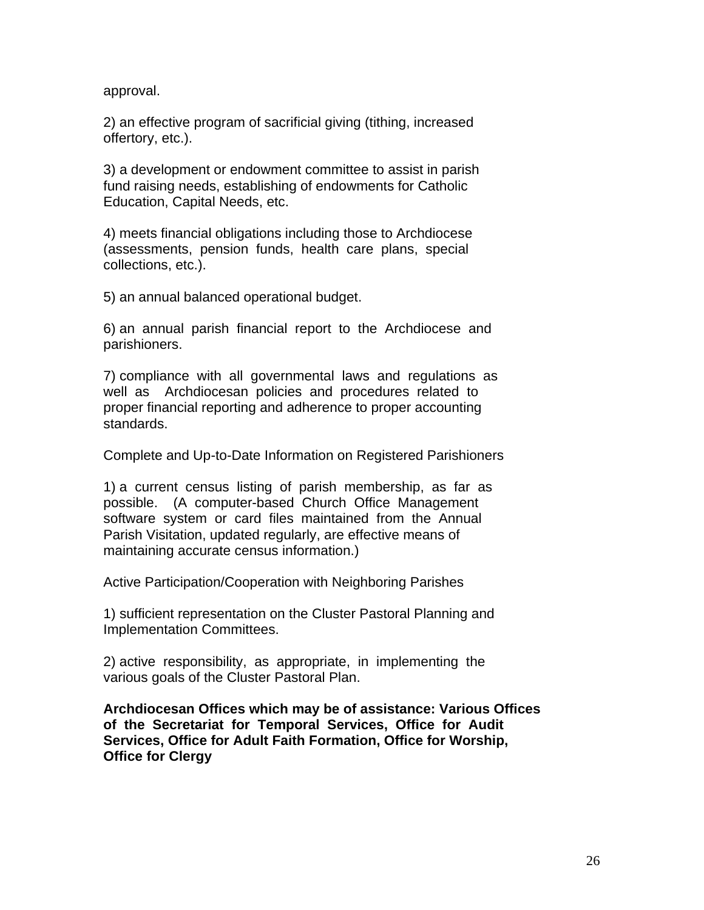approval.

2) an effective program of sacrificial giving (tithing, increased offertory, etc.).

3) a development or endowment committee to assist in parish fund raising needs, establishing of endowments for Catholic Education, Capital Needs, etc.

4) meets financial obligations including those to Archdiocese (assessments, pension funds, health care plans, special collections, etc.).

5) an annual balanced operational budget.

6) an annual parish financial report to the Archdiocese and parishioners.

7) compliance with all governmental laws and regulations as well as Archdiocesan policies and procedures related to proper financial reporting and adherence to proper accounting standards.

Complete and Up-to-Date Information on Registered Parishioners

1) a current census listing of parish membership, as far as possible. (A computer-based Church Office Management software system or card files maintained from the Annual Parish Visitation, updated regularly, are effective means of maintaining accurate census information.)

Active Participation/Cooperation with Neighboring Parishes

1) sufficient representation on the Cluster Pastoral Planning and Implementation Committees.

2) active responsibility, as appropriate, in implementing the various goals of the Cluster Pastoral Plan.

**Archdiocesan Offices which may be of assistance: Various Offices of the Secretariat for Temporal Services, Office for Audit Services, Office for Adult Faith Formation, Office for Worship, Office for Clergy**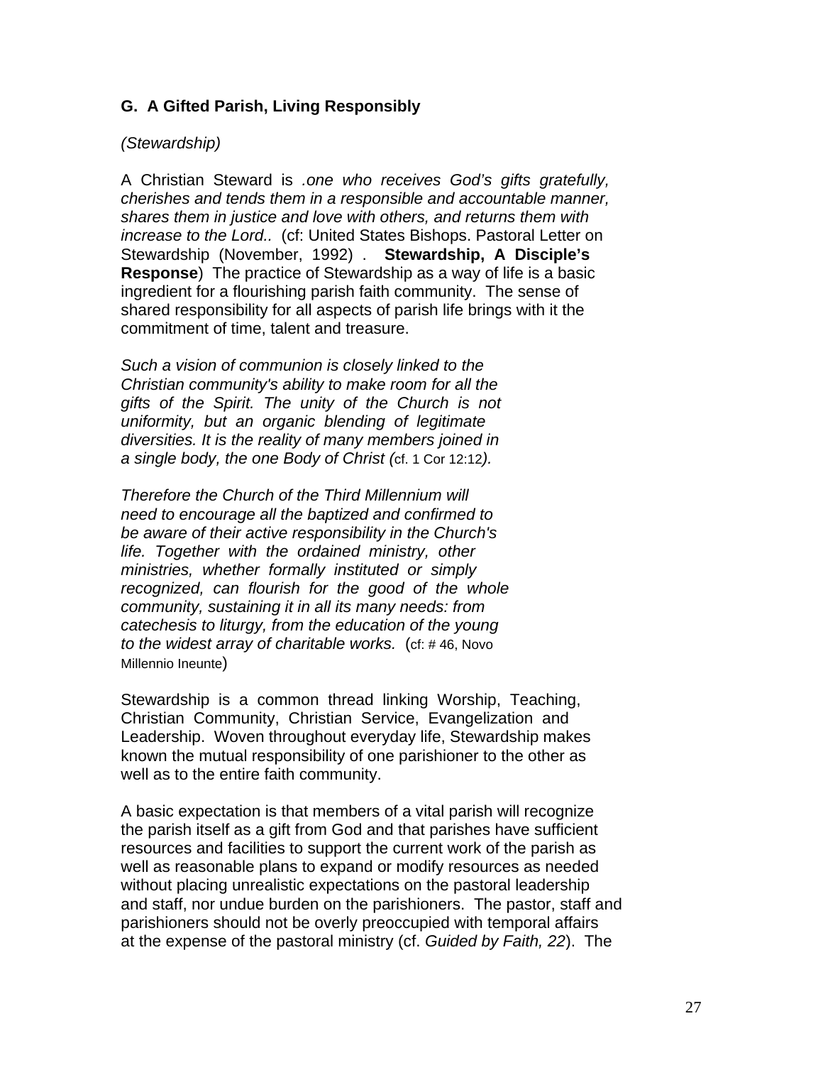## G. A Gifted Parish, Living Responsibly

*(Stewardship)*

A Christian Steward is *.one who receives God's gifts gratefully, cherishes and tends them in a responsible and accountable manner, shares them in justice and love with others, and returns them with increase to the Lord..* (cf: United States Bishops. Pastoral Letter on Stewardship (November, 1992) . **Stewardship, A Disciple's Response**) The practice of Stewardship as a way of life is a basic ingredient for a flourishing parish faith community. The sense of shared responsibility for all aspects of parish life brings with it the commitment of time, talent and treasure.

*Such a vision of communion is closely linked to the Christian community's ability to make room for all the gifts of the Spirit. The unity of the Church is not uniformity, but an organic blending of legitimate diversities. It is the reality of many members joined in a single body, the one Body of Christ (*cf. 1 Cor 12:12*).*

*Therefore the Church of the Third Millennium will need to encourage all the baptized and confirmed to be aware of their active responsibility in the Church's life. Together with the ordained ministry, other ministries, whether formally instituted or simply recognized, can flourish for the good of the whole community, sustaining it in all its many needs: from catechesis to liturgy, from the education of the young to the widest array of charitable works.* (cf: # 46, Novo Millennio Ineunte)

Stewardship is a common thread linking Worship, Teaching, Christian Community, Christian Service, Evangelization and Leadership. Woven throughout everyday life, Stewardship makes known the mutual responsibility of one parishioner to the other as well as to the entire faith community.

A basic expectation is that members of a vital parish will recognize the parish itself as a gift from God and that parishes have sufficient resources and facilities to support the current work of the parish as well as reasonable plans to expand or modify resources as needed without placing unrealistic expectations on the pastoral leadership and staff, nor undue burden on the parishioners. The pastor, staff and parishioners should not be overly preoccupied with temporal affairs at the expense of the pastoral ministry (cf. *Guided by Faith, 22*). The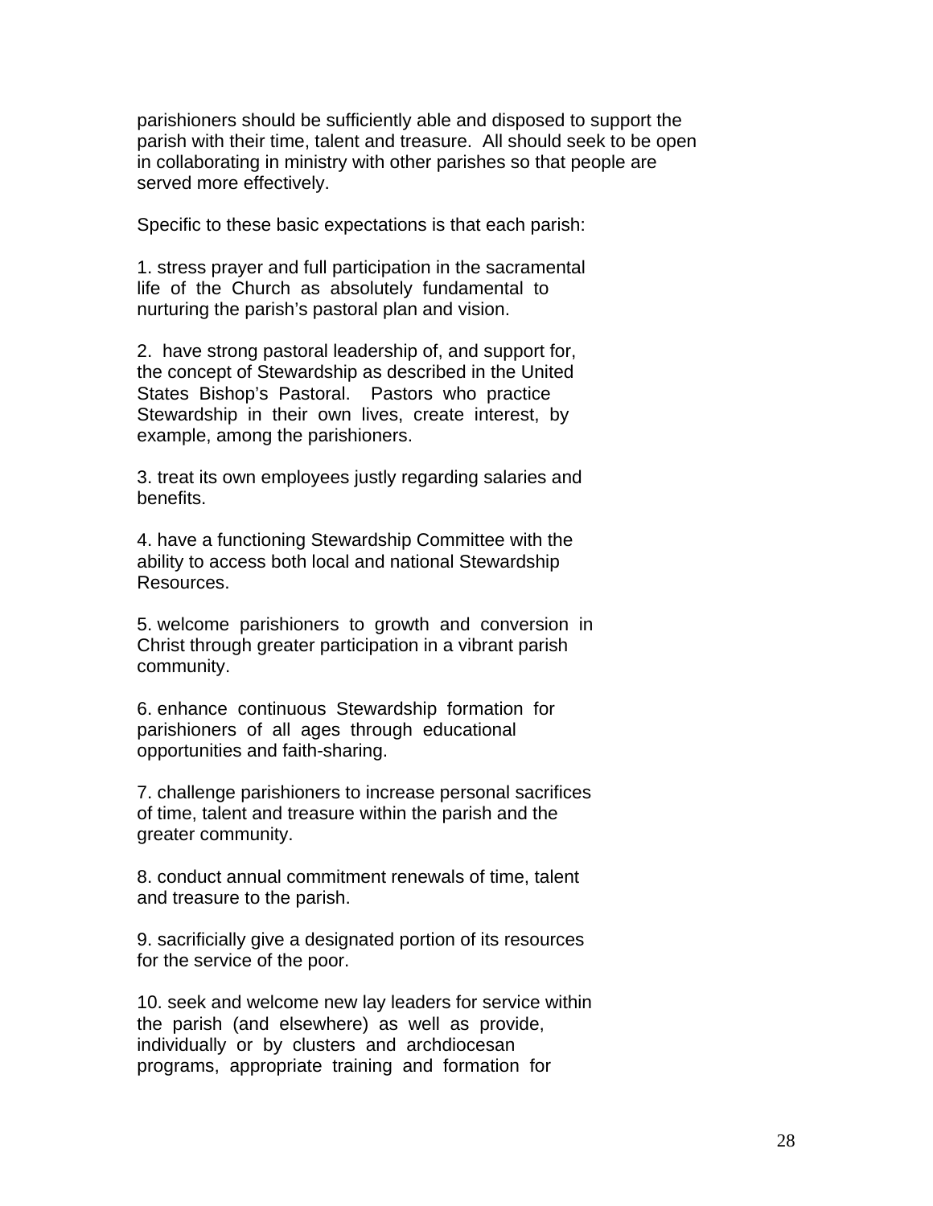parishioners should be sufficiently able and disposed to support the parish with their time, talent and treasure. All should seek to be open in collaborating in ministry with other parishes so that people are served more effectively.

Specific to these basic expectations is that each parish:

1. stress prayer and full participation in the sacramental life of the Church as absolutely fundamental to nurturing the parish's pastoral plan and vision.

2. have strong pastoral leadership of, and support for, the concept of Stewardship as described in the United States Bishop's Pastoral. Pastors who practice Stewardship in their own lives, create interest, by example, among the parishioners.

3. treat its own employees justly regarding salaries and benefits.

4. have a functioning Stewardship Committee with the ability to access both local and national Stewardship Resources.

5. welcome parishioners to growth and conversion in Christ through greater participation in a vibrant parish community.

6. enhance continuous Stewardship formation for parishioners of all ages through educational opportunities and faith-sharing.

7. challenge parishioners to increase personal sacrifices of time, talent and treasure within the parish and the greater community.

8. conduct annual commitment renewals of time, talent and treasure to the parish.

9. sacrificially give a designated portion of its resources for the service of the poor.

10. seek and welcome new lay leaders for service within the parish (and elsewhere) as well as provide, individually or by clusters and archdiocesan programs, appropriate training and formation for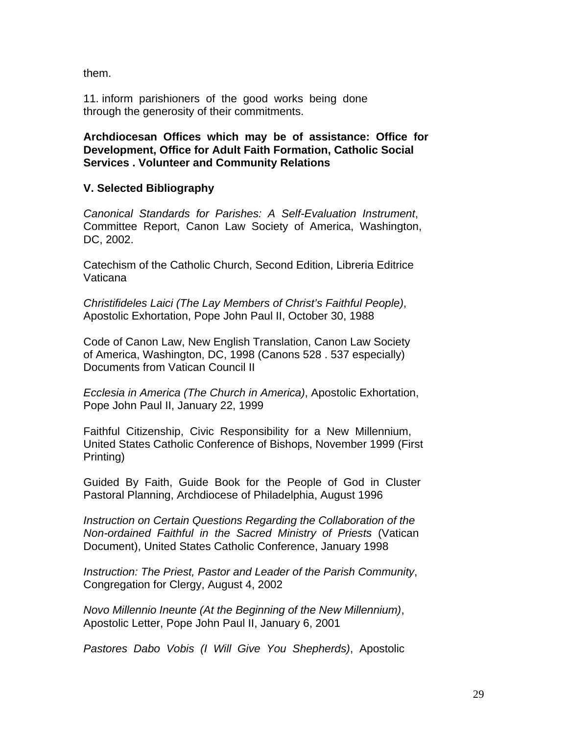them.

11. inform parishioners of the good works being done through the generosity of their commitments.

**Archdiocesan Offices which may be of assistance: Office for Development, Office for Adult Faith Formation, Catholic Social Services . Volunteer and Community Relations**

## V. Selected Bibliography

*Canonical Standards for Parishes: A Self-Evaluation Instrument*, Committee Report, Canon Law Society of America, Washington, DC, 2002.

Catechism of the Catholic Church, Second Edition, Libreria Editrice Vaticana

*Christifideles Laici (The Lay Members of Christ's Faithful People)*, Apostolic Exhortation, Pope John Paul II, October 30, 1988

Code of Canon Law, New English Translation, Canon Law Society of America, Washington, DC, 1998 (Canons 528 . 537 especially) Documents from Vatican Council II

*Ecclesia in America (The Church in America)*, Apostolic Exhortation, Pope John Paul II, January 22, 1999

Faithful Citizenship, Civic Responsibility for a New Millennium, United States Catholic Conference of Bishops, November 1999 (First Printing)

Guided By Faith, Guide Book for the People of God in Cluster Pastoral Planning, Archdiocese of Philadelphia, August 1996

*Instruction on Certain Questions Regarding the Collaboration of the Non-ordained Faithful in the Sacred Ministry of Priests* (Vatican Document), United States Catholic Conference, January 1998

*Instruction: The Priest, Pastor and Leader of the Parish Community*, Congregation for Clergy, August 4, 2002

*Novo Millennio Ineunte (At the Beginning of the New Millennium)*, Apostolic Letter, Pope John Paul II, January 6, 2001

*Pastores Dabo Vobis (I Will Give You Shepherds)*, Apostolic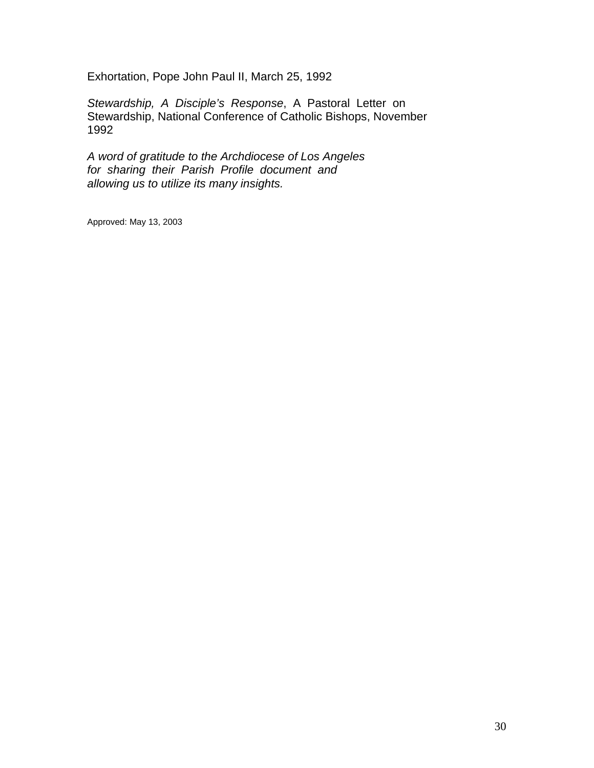Exhortation, Pope John Paul II, March 25, 1992

*Stewardship, A Disciple's Response*, A Pastoral Letter on Stewardship, National Conference of Catholic Bishops, November 1992

*A word of gratitude to the Archdiocese of Los Angeles for sharing their Parish Profile document and allowing us to utilize its many insights.*

Approved: May 13, 2003